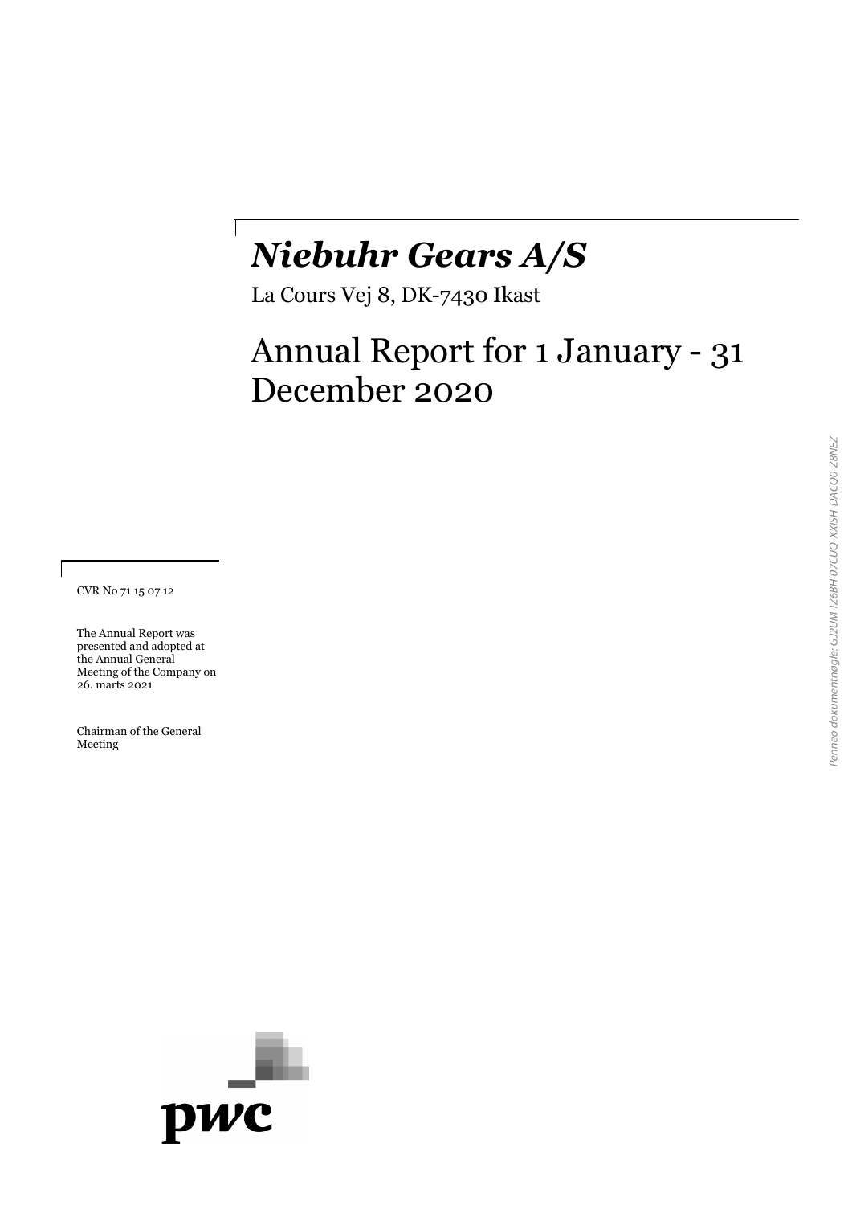# *Niebuhr Gears A/S*

La Cours Vej 8, DK-7430 Ikast

## Annual Report for 1 January - 31 December 2020

CVR No 71 15 07 12

The Annual Report was presented and adopted at the Annual General Meeting of the Company on 26. marts 2021

Chairman of the General Meeting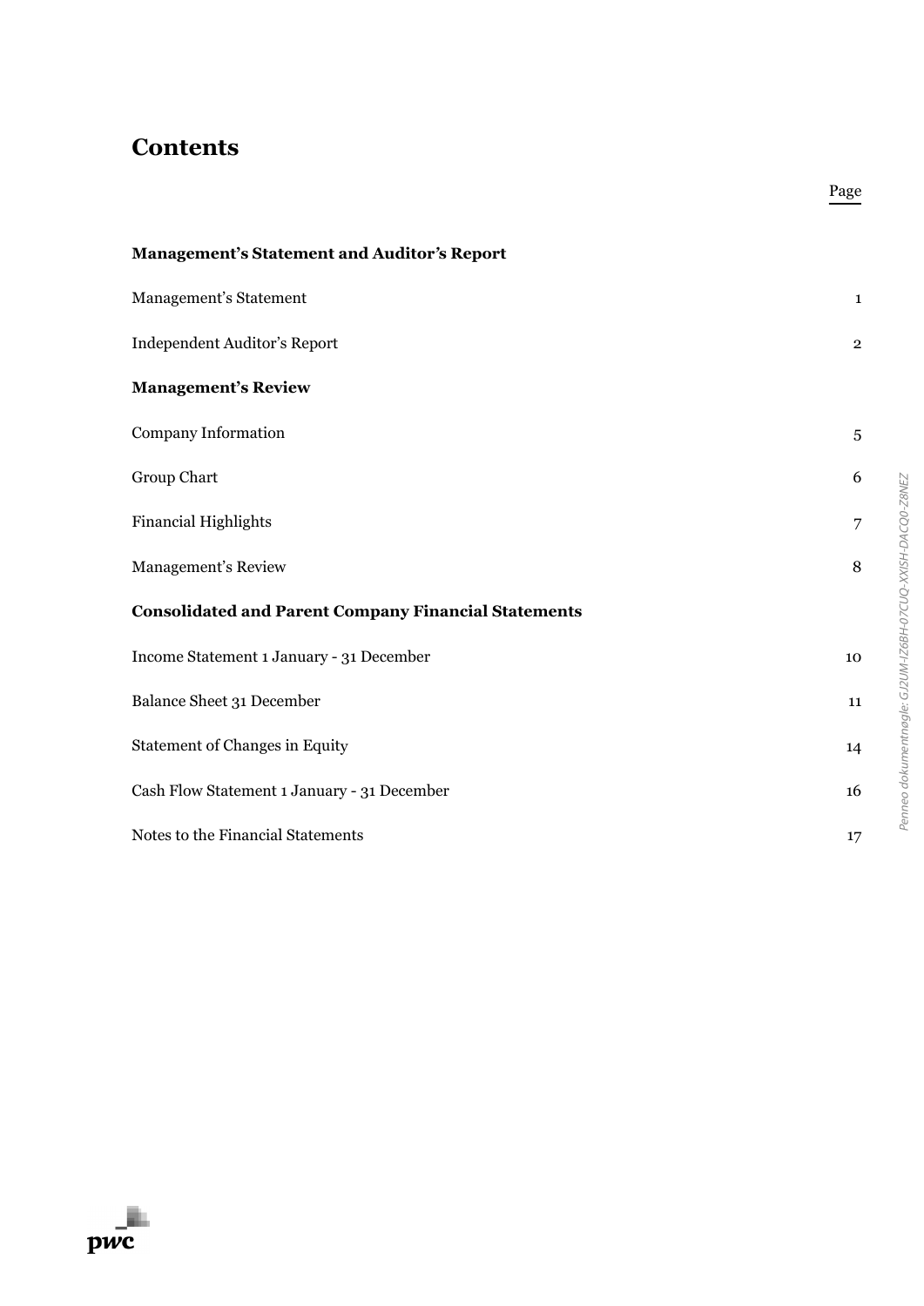# Contents

| | Page |
|---|---|
| **Management's Statement and Auditor's Report** | |
| Management's Statement | 1 |
| Independent Auditor's Report | 2 |
| **Management's Review** | |
| Company Information | 5 |
| Group Chart | 6 |
| Financial Highlights | 7 |
| Management's Review | 8 |
| **Consolidated and Parent Company Financial Statements** | |
| Income Statement 1 January - 31 December | 10 |
| Balance Sheet 31 December | 11 |
| Statement of Changes in Equity | 14 |
| Cash Flow Statement 1 January - 31 December | 16 |
| Notes to the Financial Statements | 17 |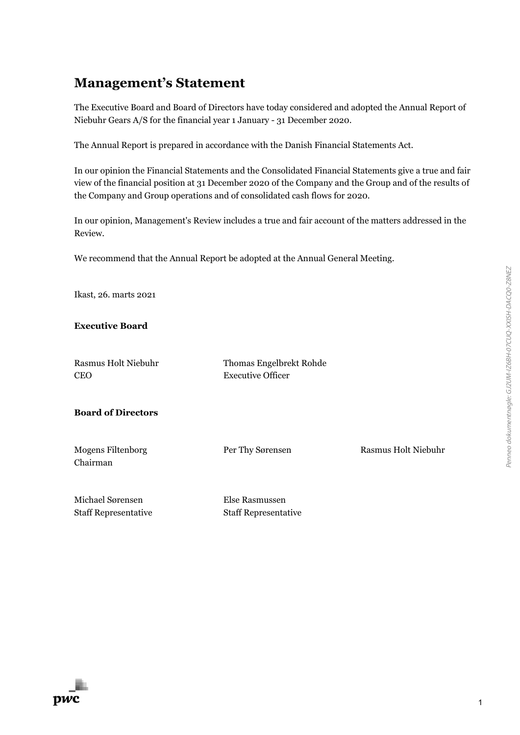# Management's Statement

The Executive Board and Board of Directors have today considered and adopted the Annual Report of Niebuhr Gears A/S for the financial year 1 January - 31 December 2020.

The Annual Report is prepared in accordance with the Danish Financial Statements Act.

In our opinion the Financial Statements and the Consolidated Financial Statements give a true and fair view of the financial position at 31 December 2020 of the Company and the Group and of the results of the Company and Group operations and of consolidated cash flows for 2020.

In our opinion, Management's Review includes a true and fair account of the matters addressed in the Review.

We recommend that the Annual Report be adopted at the Annual General Meeting.

Ikast, 26. marts 2021

**Executive Board**

| | |
|---|---|
| Rasmus Holt Niebuhr<br>CEO | Thomas Engelbrekt Rohde<br>Executive Officer |

**Board of Directors**

| | | |
|---|---|---|
| Mogens Filtenborg<br>Chairman | Per Thy Sørensen | Rasmus Holt Niebuhr |
| Michael Sørensen<br>Staff Representative | Else Rasmussen<br>Staff Representative | |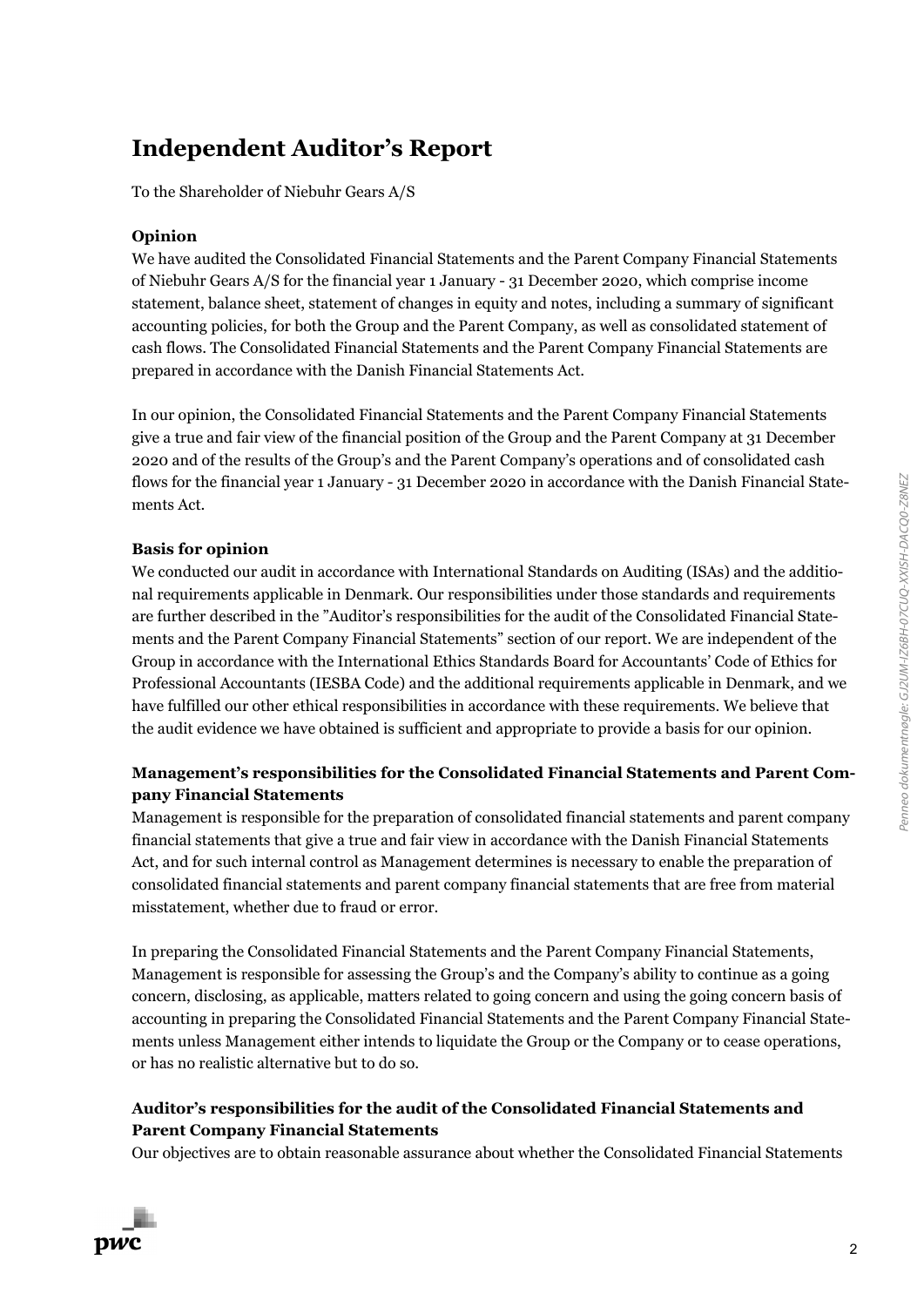# Independent Auditor's Report

To the Shareholder of Niebuhr Gears A/S

### Opinion

We have audited the Consolidated Financial Statements and the Parent Company Financial Statements of Niebuhr Gears A/S for the financial year 1 January - 31 December 2020, which comprise income statement, balance sheet, statement of changes in equity and notes, including a summary of significant accounting policies, for both the Group and the Parent Company, as well as consolidated statement of cash flows. The Consolidated Financial Statements and the Parent Company Financial Statements are prepared in accordance with the Danish Financial Statements Act.

In our opinion, the Consolidated Financial Statements and the Parent Company Financial Statements give a true and fair view of the financial position of the Group and the Parent Company at 31 December 2020 and of the results of the Group's and the Parent Company's operations and of consolidated cash flows for the financial year 1 January - 31 December 2020 in accordance with the Danish Financial Statements Act.

### Basis for opinion

We conducted our audit in accordance with International Standards on Auditing (ISAs) and the additional requirements applicable in Denmark. Our responsibilities under those standards and requirements are further described in the "Auditor's responsibilities for the audit of the Consolidated Financial Statements and the Parent Company Financial Statements" section of our report. We are independent of the Group in accordance with the International Ethics Standards Board for Accountants' Code of Ethics for Professional Accountants (IESBA Code) and the additional requirements applicable in Denmark, and we have fulfilled our other ethical responsibilities in accordance with these requirements. We believe that the audit evidence we have obtained is sufficient and appropriate to provide a basis for our opinion.

### Management's responsibilities for the Consolidated Financial Statements and Parent Company Financial Statements

Management is responsible for the preparation of consolidated financial statements and parent company financial statements that give a true and fair view in accordance with the Danish Financial Statements Act, and for such internal control as Management determines is necessary to enable the preparation of consolidated financial statements and parent company financial statements that are free from material misstatement, whether due to fraud or error.

In preparing the Consolidated Financial Statements and the Parent Company Financial Statements, Management is responsible for assessing the Group's and the Company's ability to continue as a going concern, disclosing, as applicable, matters related to going concern and using the going concern basis of accounting in preparing the Consolidated Financial Statements and the Parent Company Financial Statements unless Management either intends to liquidate the Group or the Company or to cease operations, or has no realistic alternative but to do so.

### Auditor's responsibilities for the audit of the Consolidated Financial Statements and Parent Company Financial Statements

Our objectives are to obtain reasonable assurance about whether the Consolidated Financial Statements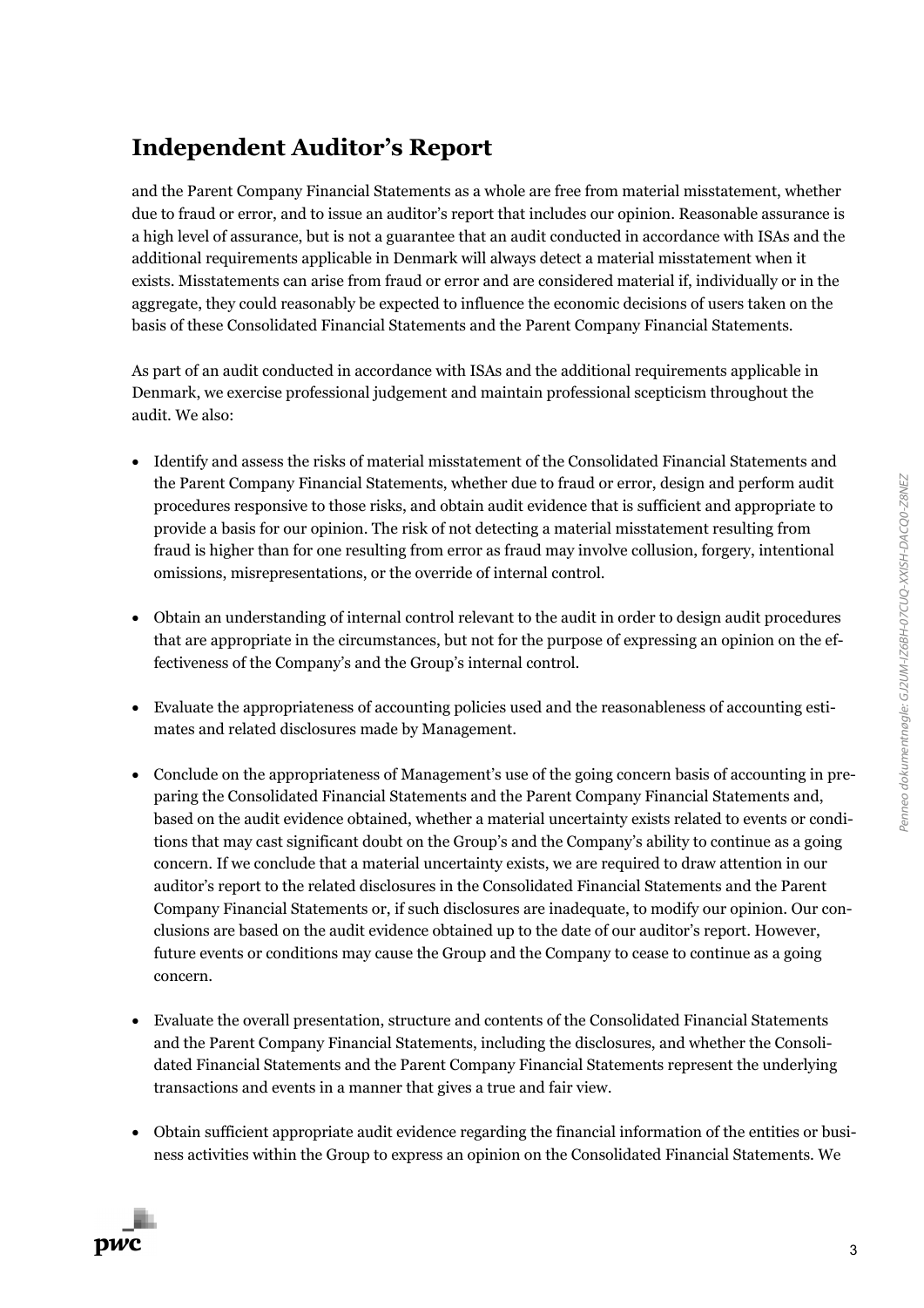# Independent Auditor's Report

and the Parent Company Financial Statements as a whole are free from material misstatement, whether due to fraud or error, and to issue an auditor's report that includes our opinion. Reasonable assurance is a high level of assurance, but is not a guarantee that an audit conducted in accordance with ISAs and the additional requirements applicable in Denmark will always detect a material misstatement when it exists. Misstatements can arise from fraud or error and are considered material if, individually or in the aggregate, they could reasonably be expected to influence the economic decisions of users taken on the basis of these Consolidated Financial Statements and the Parent Company Financial Statements.

As part of an audit conducted in accordance with ISAs and the additional requirements applicable in Denmark, we exercise professional judgement and maintain professional scepticism throughout the audit. We also:

- Identify and assess the risks of material misstatement of the Consolidated Financial Statements and the Parent Company Financial Statements, whether due to fraud or error, design and perform audit procedures responsive to those risks, and obtain audit evidence that is sufficient and appropriate to provide a basis for our opinion. The risk of not detecting a material misstatement resulting from fraud is higher than for one resulting from error as fraud may involve collusion, forgery, intentional omissions, misrepresentations, or the override of internal control.

- Obtain an understanding of internal control relevant to the audit in order to design audit procedures that are appropriate in the circumstances, but not for the purpose of expressing an opinion on the effectiveness of the Company's and the Group's internal control.

- Evaluate the appropriateness of accounting policies used and the reasonableness of accounting estimates and related disclosures made by Management.

- Conclude on the appropriateness of Management's use of the going concern basis of accounting in preparing the Consolidated Financial Statements and the Parent Company Financial Statements and, based on the audit evidence obtained, whether a material uncertainty exists related to events or conditions that may cast significant doubt on the Group's and the Company's ability to continue as a going concern. If we conclude that a material uncertainty exists, we are required to draw attention in our auditor's report to the related disclosures in the Consolidated Financial Statements and the Parent Company Financial Statements or, if such disclosures are inadequate, to modify our opinion. Our conclusions are based on the audit evidence obtained up to the date of our auditor's report. However, future events or conditions may cause the Group and the Company to cease to continue as a going concern.

- Evaluate the overall presentation, structure and contents of the Consolidated Financial Statements and the Parent Company Financial Statements, including the disclosures, and whether the Consolidated Financial Statements and the Parent Company Financial Statements represent the underlying transactions and events in a manner that gives a true and fair view.

- Obtain sufficient appropriate audit evidence regarding the financial information of the entities or business activities within the Group to express an opinion on the Consolidated Financial Statements. We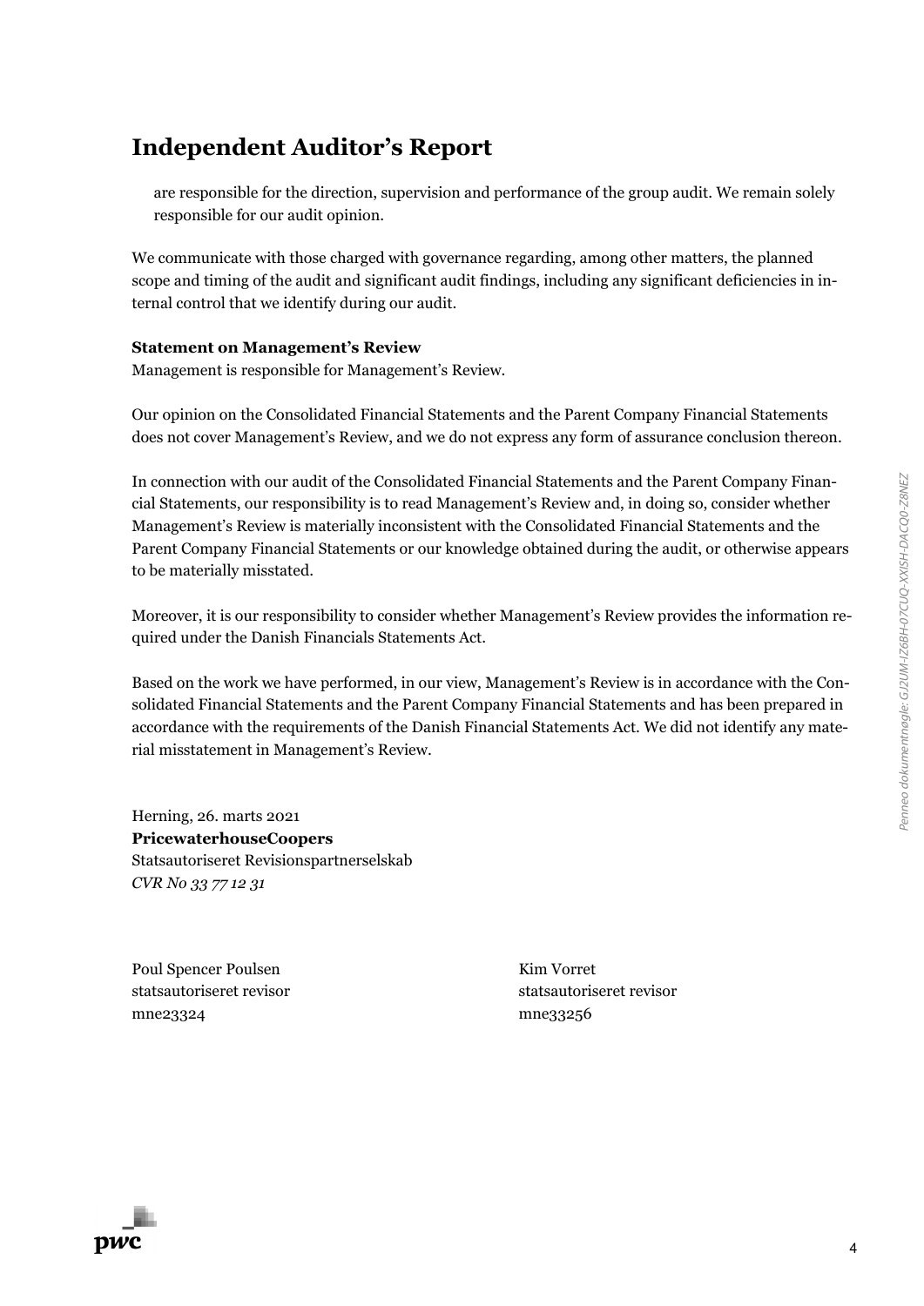# Independent Auditor's Report

are responsible for the direction, supervision and performance of the group audit. We remain solely responsible for our audit opinion.

We communicate with those charged with governance regarding, among other matters, the planned scope and timing of the audit and significant audit findings, including any significant deficiencies in internal control that we identify during our audit.

**Statement on Management's Review**

Management is responsible for Management's Review.

Our opinion on the Consolidated Financial Statements and the Parent Company Financial Statements does not cover Management's Review, and we do not express any form of assurance conclusion thereon.

In connection with our audit of the Consolidated Financial Statements and the Parent Company Financial Statements, our responsibility is to read Management's Review and, in doing so, consider whether Management's Review is materially inconsistent with the Consolidated Financial Statements and the Parent Company Financial Statements or our knowledge obtained during the audit, or otherwise appears to be materially misstated.

Moreover, it is our responsibility to consider whether Management's Review provides the information required under the Danish Financials Statements Act.

Based on the work we have performed, in our view, Management's Review is in accordance with the Consolidated Financial Statements and the Parent Company Financial Statements and has been prepared in accordance with the requirements of the Danish Financial Statements Act. We did not identify any material misstatement in Management's Review.

Herning, 26. marts 2021
**PricewaterhouseCoopers**
Statsautoriseret Revisionspartnerselskab
*CVR No 33 77 12 31*

Poul Spencer Poulsen
statsautoriseret revisor
mne23324

Kim Vorret
statsautoriseret revisor
mne33256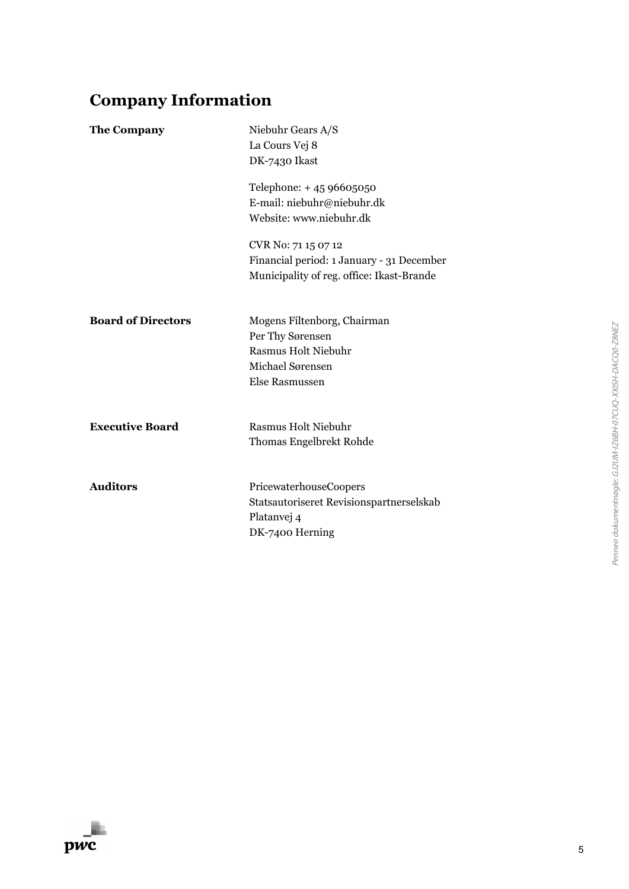# Company Information

| | |
|---|---|
| **The Company** | Niebuhr Gears A/S<br>La Cours Vej 8<br>DK-7430 Ikast<br><br>Telephone: + 45 96605050<br>E-mail: niebuhr@niebuhr.dk<br>Website: www.niebuhr.dk<br><br>CVR No: 71 15 07 12<br>Financial period: 1 January - 31 December<br>Municipality of reg. office: Ikast-Brande |
| **Board of Directors** | Mogens Filtenborg, Chairman<br>Per Thy Sørensen<br>Rasmus Holt Niebuhr<br>Michael Sørensen<br>Else Rasmussen |
| **Executive Board** | Rasmus Holt Niebuhr<br>Thomas Engelbrekt Rohde |
| **Auditors** | PricewaterhouseCoopers<br>Statsautoriseret Revisionspartnerselskab<br>Platanvej 4<br>DK-7400 Herning |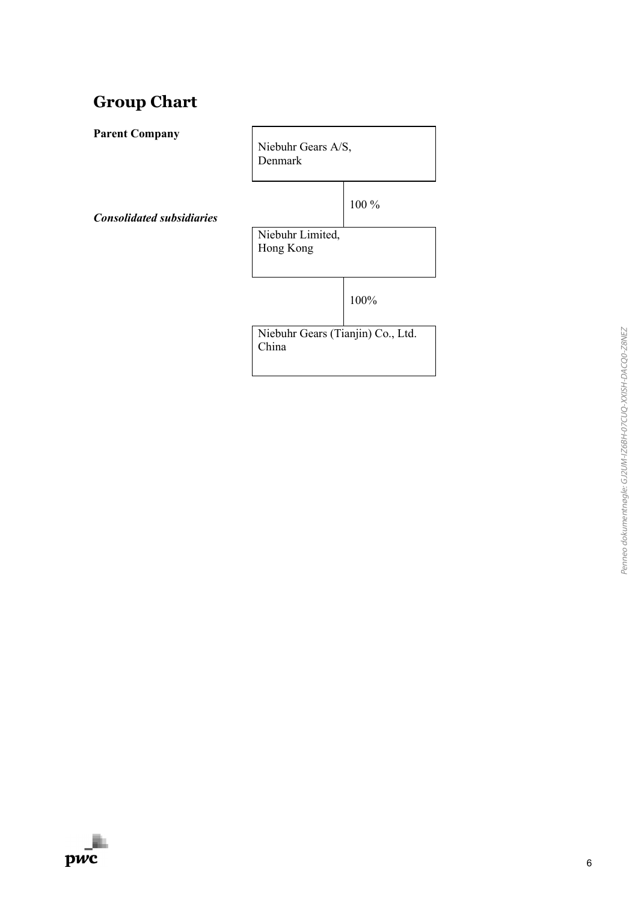# Group Chart

**Parent Company**

Niebuhr Gears A/S,
Denmark

100 %

***Consolidated subsidiaries***

Niebuhr Limited,
Hong Kong

100%

Niebuhr Gears (Tianjin) Co., Ltd.
China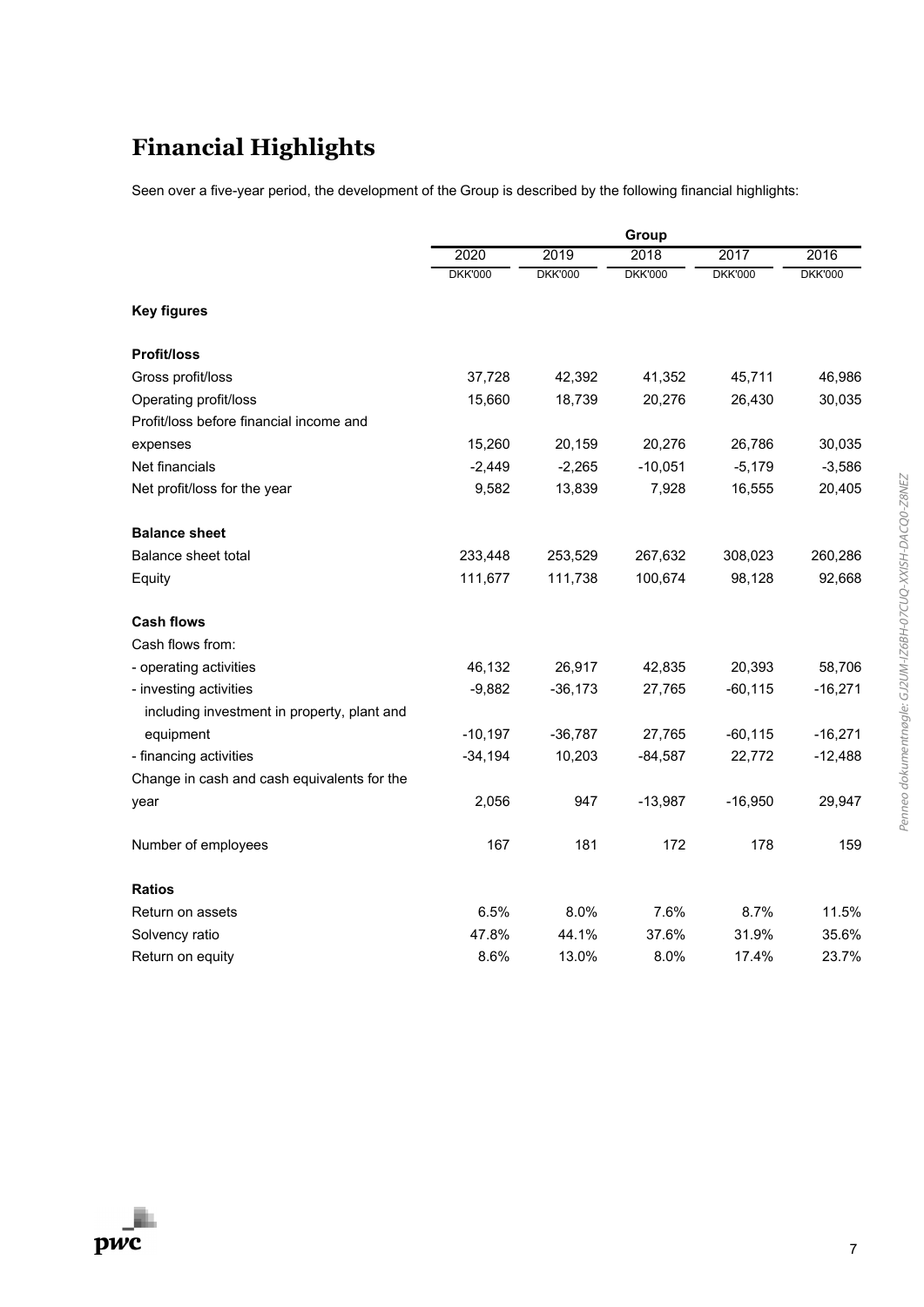# Financial Highlights

Seen over a five-year period, the development of the Group is described by the following financial highlights:

| | Group | | | | |
|---|---|---|---|---|---|
| | 2020 | 2019 | 2018 | 2017 | 2016 |
| | DKK'000 | DKK'000 | DKK'000 | DKK'000 | DKK'000 |
| **Key figures** | | | | | |
| **Profit/loss** | | | | | |
| Gross profit/loss | 37,728 | 42,392 | 41,352 | 45,711 | 46,986 |
| Operating profit/loss | 15,660 | 18,739 | 20,276 | 26,430 | 30,035 |
| Profit/loss before financial income and expenses | 15,260 | 20,159 | 20,276 | 26,786 | 30,035 |
| Net financials | -2,449 | -2,265 | -10,051 | -5,179 | -3,586 |
| Net profit/loss for the year | 9,582 | 13,839 | 7,928 | 16,555 | 20,405 |
| **Balance sheet** | | | | | |
| Balance sheet total | 233,448 | 253,529 | 267,632 | 308,023 | 260,286 |
| Equity | 111,677 | 111,738 | 100,674 | 98,128 | 92,668 |
| **Cash flows** | | | | | |
| Cash flows from: | | | | | |
| - operating activities | 46,132 | 26,917 | 42,835 | 20,393 | 58,706 |
| - investing activities | -9,882 | -36,173 | 27,765 | -60,115 | -16,271 |
| including investment in property, plant and equipment | -10,197 | -36,787 | 27,765 | -60,115 | -16,271 |
| - financing activities | -34,194 | 10,203 | -84,587 | 22,772 | -12,488 |
| Change in cash and cash equivalents for the year | 2,056 | 947 | -13,987 | -16,950 | 29,947 |
| Number of employees | 167 | 181 | 172 | 178 | 159 |
| **Ratios** | | | | | |
| Return on assets | 6.5% | 8.0% | 7.6% | 8.7% | 11.5% |
| Solvency ratio | 47.8% | 44.1% | 37.6% | 31.9% | 35.6% |
| Return on equity | 8.6% | 13.0% | 8.0% | 17.4% | 23.7% |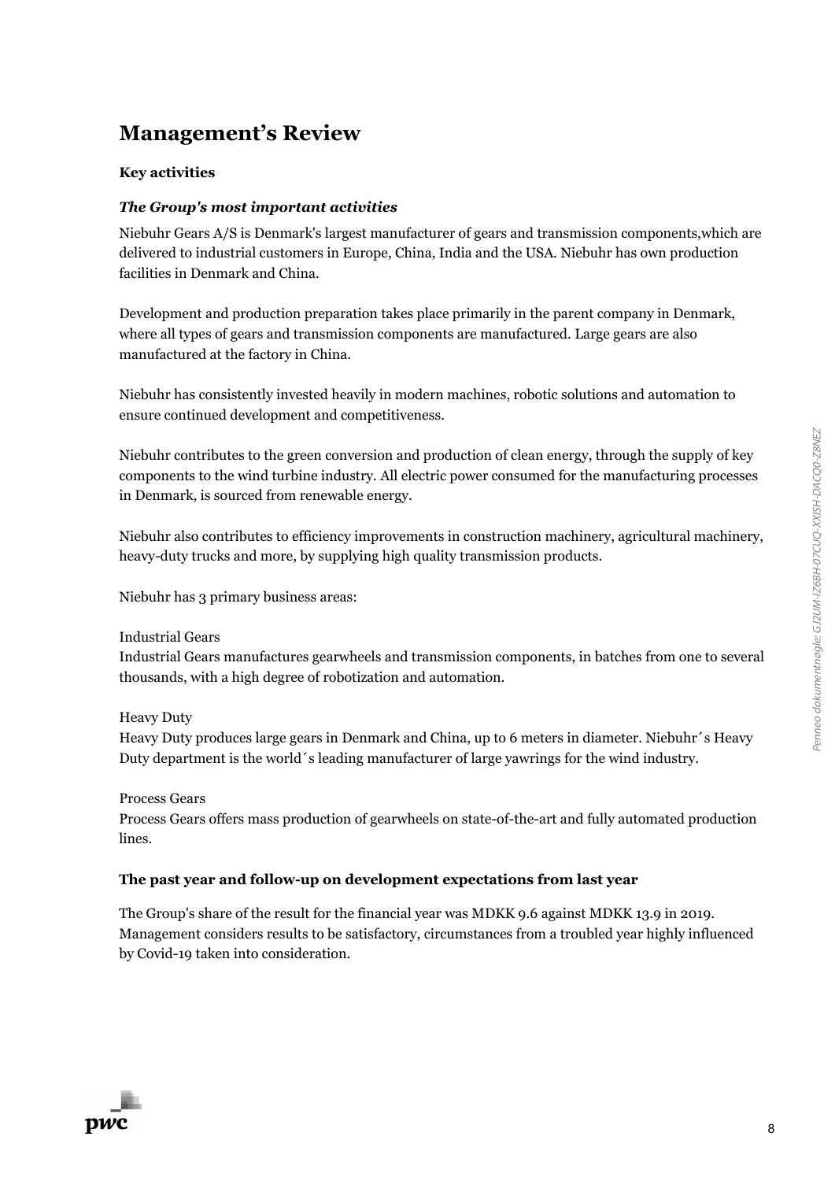# Management's Review

## Key activities

### *The Group's most important activities*

Niebuhr Gears A/S is Denmark's largest manufacturer of gears and transmission components,which are delivered to industrial customers in Europe, China, India and the USA. Niebuhr has own production facilities in Denmark and China.

Development and production preparation takes place primarily in the parent company in Denmark, where all types of gears and transmission components are manufactured. Large gears are also manufactured at the factory in China.

Niebuhr has consistently invested heavily in modern machines, robotic solutions and automation to ensure continued development and competitiveness.

Niebuhr contributes to the green conversion and production of clean energy, through the supply of key components to the wind turbine industry. All electric power consumed for the manufacturing processes in Denmark, is sourced from renewable energy.

Niebuhr also contributes to efficiency improvements in construction machinery, agricultural machinery, heavy-duty trucks and more, by supplying high quality transmission products.

Niebuhr has 3 primary business areas:

Industrial Gears
Industrial Gears manufactures gearwheels and transmission components, in batches from one to several thousands, with a high degree of robotization and automation.

Heavy Duty
Heavy Duty produces large gears in Denmark and China, up to 6 meters in diameter. Niebuhr´s Heavy Duty department is the world´s leading manufacturer of large yawrings for the wind industry.

Process Gears
Process Gears offers mass production of gearwheels on state-of-the-art and fully automated production lines.

## The past year and follow-up on development expectations from last year

The Group's share of the result for the financial year was MDKK 9.6 against MDKK 13.9 in 2019. Management considers results to be satisfactory, circumstances from a troubled year highly influenced by Covid-19 taken into consideration.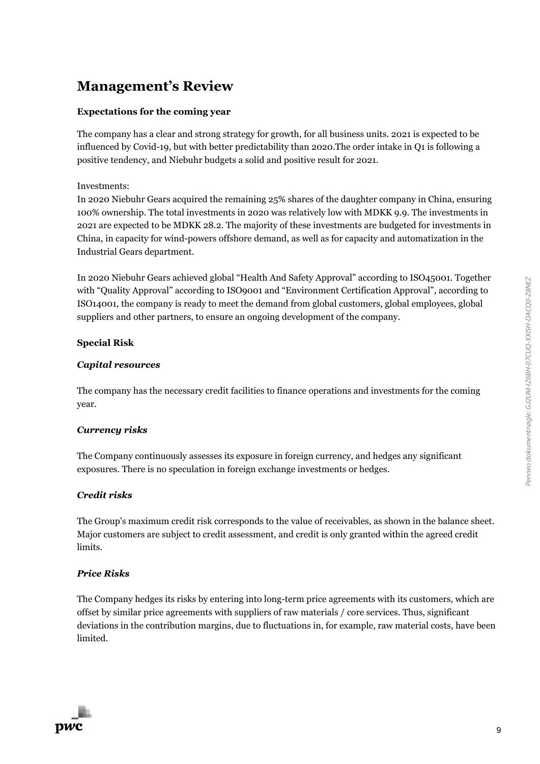# Management's Review

**Expectations for the coming year**

The company has a clear and strong strategy for growth, for all business units. 2021 is expected to be influenced by Covid-19, but with better predictability than 2020.The order intake in Q1 is following a positive tendency, and Niebuhr budgets a solid and positive result for 2021.

Investments:
In 2020 Niebuhr Gears acquired the remaining 25% shares of the daughter company in China, ensuring 100% ownership. The total investments in 2020 was relatively low with MDKK 9.9. The investments in 2021 are expected to be MDKK 28.2. The majority of these investments are budgeted for investments in China, in capacity for wind-powers offshore demand, as well as for capacity and automatization in the Industrial Gears department.

In 2020 Niebuhr Gears achieved global "Health And Safety Approval" according to ISO45001. Together with "Quality Approval" according to ISO9001 and "Environment Certification Approval", according to ISO14001, the company is ready to meet the demand from global customers, global employees, global suppliers and other partners, to ensure an ongoing development of the company.

**Special Risk**

***Capital resources***

The company has the necessary credit facilities to finance operations and investments for the coming year.

***Currency risks***

The Company continuously assesses its exposure in foreign currency, and hedges any significant exposures. There is no speculation in foreign exchange investments or hedges.

***Credit risks***

The Group's maximum credit risk corresponds to the value of receivables, as shown in the balance sheet. Major customers are subject to credit assessment, and credit is only granted within the agreed credit limits.

***Price Risks***

The Company hedges its risks by entering into long-term price agreements with its customers, which are offset by similar price agreements with suppliers of raw materials / core services. Thus, significant deviations in the contribution margins, due to fluctuations in, for example, raw material costs, have been limited.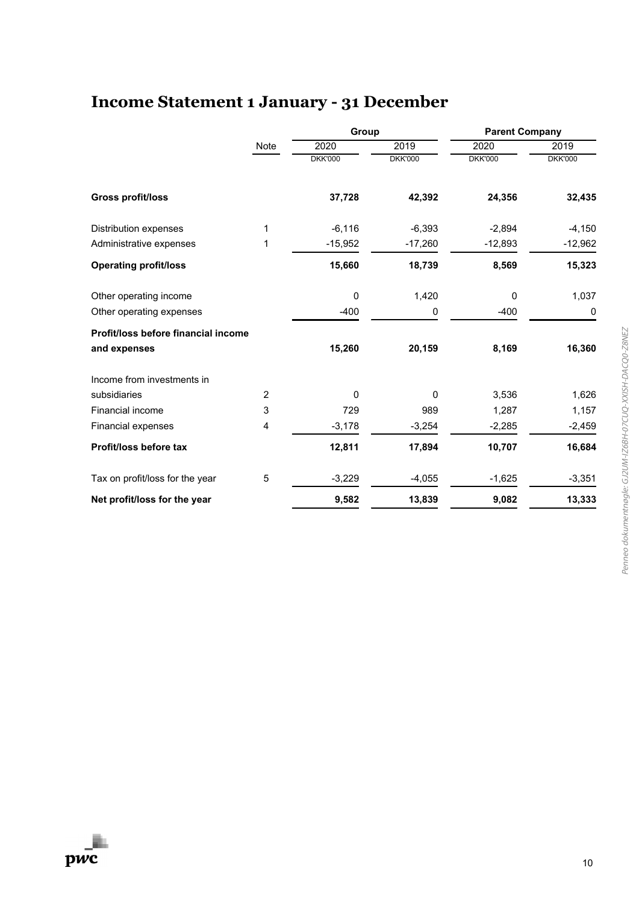# Income Statement 1 January - 31 December

| | Note | Group | | Parent Company | |
|---|---|---|---|---|---|
| | | 2020 | 2019 | 2020 | 2019 |
| | | DKK'000 | DKK'000 | DKK'000 | DKK'000 |
| **Gross profit/loss** | | **37,728** | **42,392** | **24,356** | **32,435** |
| Distribution expenses | 1 | -6,116 | -6,393 | -2,894 | -4,150 |
| Administrative expenses | 1 | -15,952 | -17,260 | -12,893 | -12,962 |
| **Operating profit/loss** | | **15,660** | **18,739** | **8,569** | **15,323** |
| Other operating income | | 0 | 1,420 | 0 | 1,037 |
| Other operating expenses | | -400 | 0 | -400 | 0 |
| **Profit/loss before financial income and expenses** | | **15,260** | **20,159** | **8,169** | **16,360** |
| Income from investments in subsidiaries | 2 | 0 | 0 | 3,536 | 1,626 |
| Financial income | 3 | 729 | 989 | 1,287 | 1,157 |
| Financial expenses | 4 | -3,178 | -3,254 | -2,285 | -2,459 |
| **Profit/loss before tax** | | **12,811** | **17,894** | **10,707** | **16,684** |
| Tax on profit/loss for the year | 5 | -3,229 | -4,055 | -1,625 | -3,351 |
| **Net profit/loss for the year** | | **9,582** | **13,839** | **9,082** | **13,333** |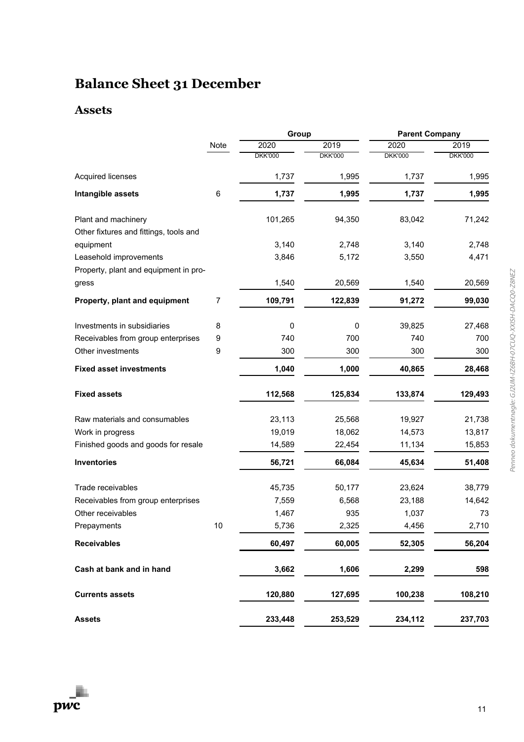# Balance Sheet 31 December

## Assets

| | Note | Group 2020 | Group 2019 | Parent Company 2020 | Parent Company 2019 |
|---|---|---|---|---|---|
| | | DKK'000 | DKK'000 | DKK'000 | DKK'000 |
| Acquired licenses | | 1,737 | 1,995 | 1,737 | 1,995 |
| **Intangible assets** | 6 | **1,737** | **1,995** | **1,737** | **1,995** |
| Plant and machinery | | 101,265 | 94,350 | 83,042 | 71,242 |
| Other fixtures and fittings, tools and equipment | | 3,140 | 2,748 | 3,140 | 2,748 |
| Leasehold improvements | | 3,846 | 5,172 | 3,550 | 4,471 |
| Property, plant and equipment in progress | | 1,540 | 20,569 | 1,540 | 20,569 |
| **Property, plant and equipment** | 7 | **109,791** | **122,839** | **91,272** | **99,030** |
| Investments in subsidiaries | 8 | 0 | 0 | 39,825 | 27,468 |
| Receivables from group enterprises | 9 | 740 | 700 | 740 | 700 |
| Other investments | 9 | 300 | 300 | 300 | 300 |
| **Fixed asset investments** | | **1,040** | **1,000** | **40,865** | **28,468** |
| **Fixed assets** | | **112,568** | **125,834** | **133,874** | **129,493** |
| Raw materials and consumables | | 23,113 | 25,568 | 19,927 | 21,738 |
| Work in progress | | 19,019 | 18,062 | 14,573 | 13,817 |
| Finished goods and goods for resale | | 14,589 | 22,454 | 11,134 | 15,853 |
| **Inventories** | | **56,721** | **66,084** | **45,634** | **51,408** |
| Trade receivables | | 45,735 | 50,177 | 23,624 | 38,779 |
| Receivables from group enterprises | | 7,559 | 6,568 | 23,188 | 14,642 |
| Other receivables | | 1,467 | 935 | 1,037 | 73 |
| Prepayments | 10 | 5,736 | 2,325 | 4,456 | 2,710 |
| **Receivables** | | **60,497** | **60,005** | **52,305** | **56,204** |
| **Cash at bank and in hand** | | **3,662** | **1,606** | **2,299** | **598** |
| **Currents assets** | | **120,880** | **127,695** | **100,238** | **108,210** |
| **Assets** | | **233,448** | **253,529** | **234,112** | **237,703** |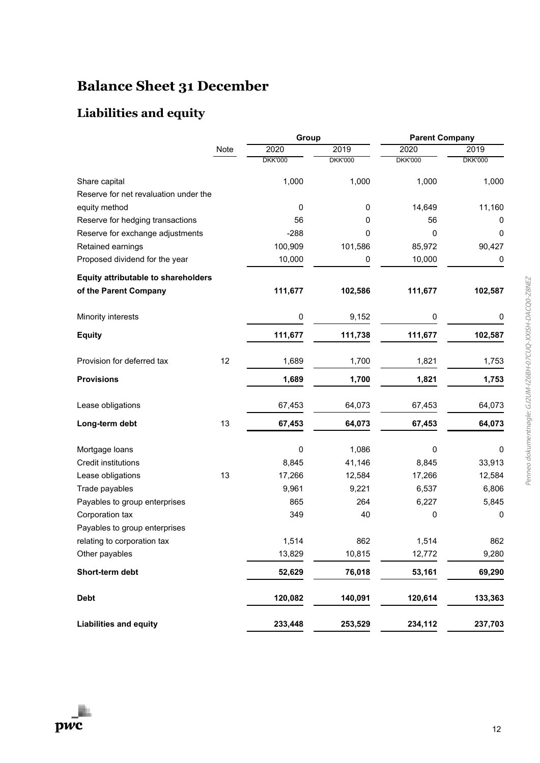# Balance Sheet 31 December

## Liabilities and equity

| | Note | Group | | Parent Company | |
|---|---|---|---|---|---|
| | | 2020 | 2019 | 2020 | 2019 |
| | | DKK'000 | DKK'000 | DKK'000 | DKK'000 |
| Share capital | | 1,000 | 1,000 | 1,000 | 1,000 |
| Reserve for net revaluation under the equity method | | 0 | 0 | 14,649 | 11,160 |
| Reserve for hedging transactions | | 56 | 0 | 56 | 0 |
| Reserve for exchange adjustments | | -288 | 0 | 0 | 0 |
| Retained earnings | | 100,909 | 101,586 | 85,972 | 90,427 |
| Proposed dividend for the year | | 10,000 | 0 | 10,000 | 0 |
| **Equity attributable to shareholders of the Parent Company** | | **111,677** | **102,586** | **111,677** | **102,587** |
| Minority interests | | 0 | 9,152 | 0 | 0 |
| **Equity** | | **111,677** | **111,738** | **111,677** | **102,587** |
| Provision for deferred tax | 12 | 1,689 | 1,700 | 1,821 | 1,753 |
| **Provisions** | | **1,689** | **1,700** | **1,821** | **1,753** |
| Lease obligations | | 67,453 | 64,073 | 67,453 | 64,073 |
| **Long-term debt** | 13 | **67,453** | **64,073** | **67,453** | **64,073** |
| Mortgage loans | | 0 | 1,086 | 0 | 0 |
| Credit institutions | | 8,845 | 41,146 | 8,845 | 33,913 |
| Lease obligations | 13 | 17,266 | 12,584 | 17,266 | 12,584 |
| Trade payables | | 9,961 | 9,221 | 6,537 | 6,806 |
| Payables to group enterprises | | 865 | 264 | 6,227 | 5,845 |
| Corporation tax | | 349 | 40 | 0 | 0 |
| Payables to group enterprises relating to corporation tax | | 1,514 | 862 | 1,514 | 862 |
| Other payables | | 13,829 | 10,815 | 12,772 | 9,280 |
| **Short-term debt** | | **52,629** | **76,018** | **53,161** | **69,290** |
| **Debt** | | **120,082** | **140,091** | **120,614** | **133,363** |
| **Liabilities and equity** | | **233,448** | **253,529** | **234,112** | **237,703** |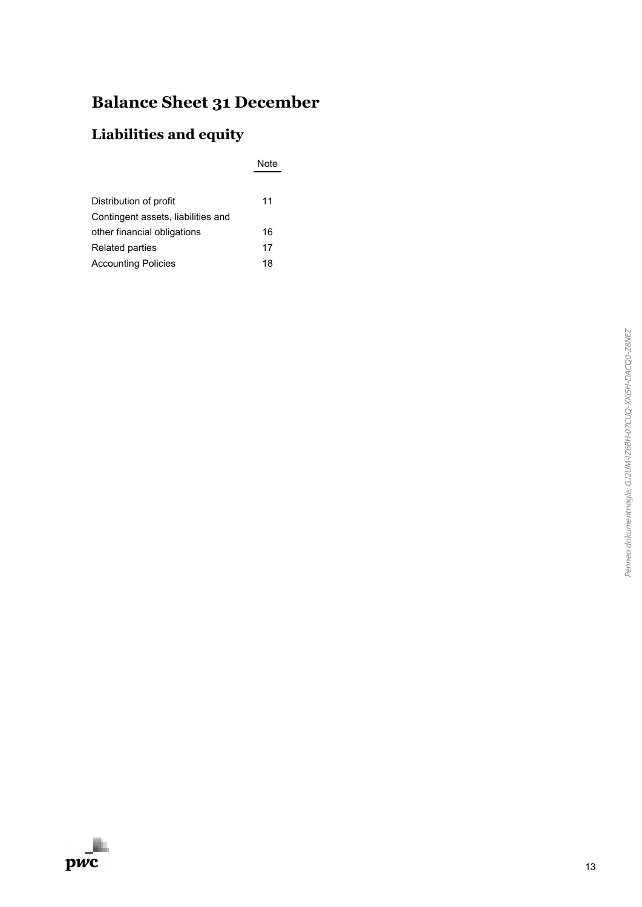# Balance Sheet 31 December

## Liabilities and equity

| | Note |
|---|---|
| Distribution of profit | 11 |
| Contingent assets, liabilities and other financial obligations | 16 |
| Related parties | 17 |
| Accounting Policies | 18 |

*Penneo dokumentnøgle: GJ2UM-IZ6BH-07CUQ-XXISH-DACQ0-Z8NEZ*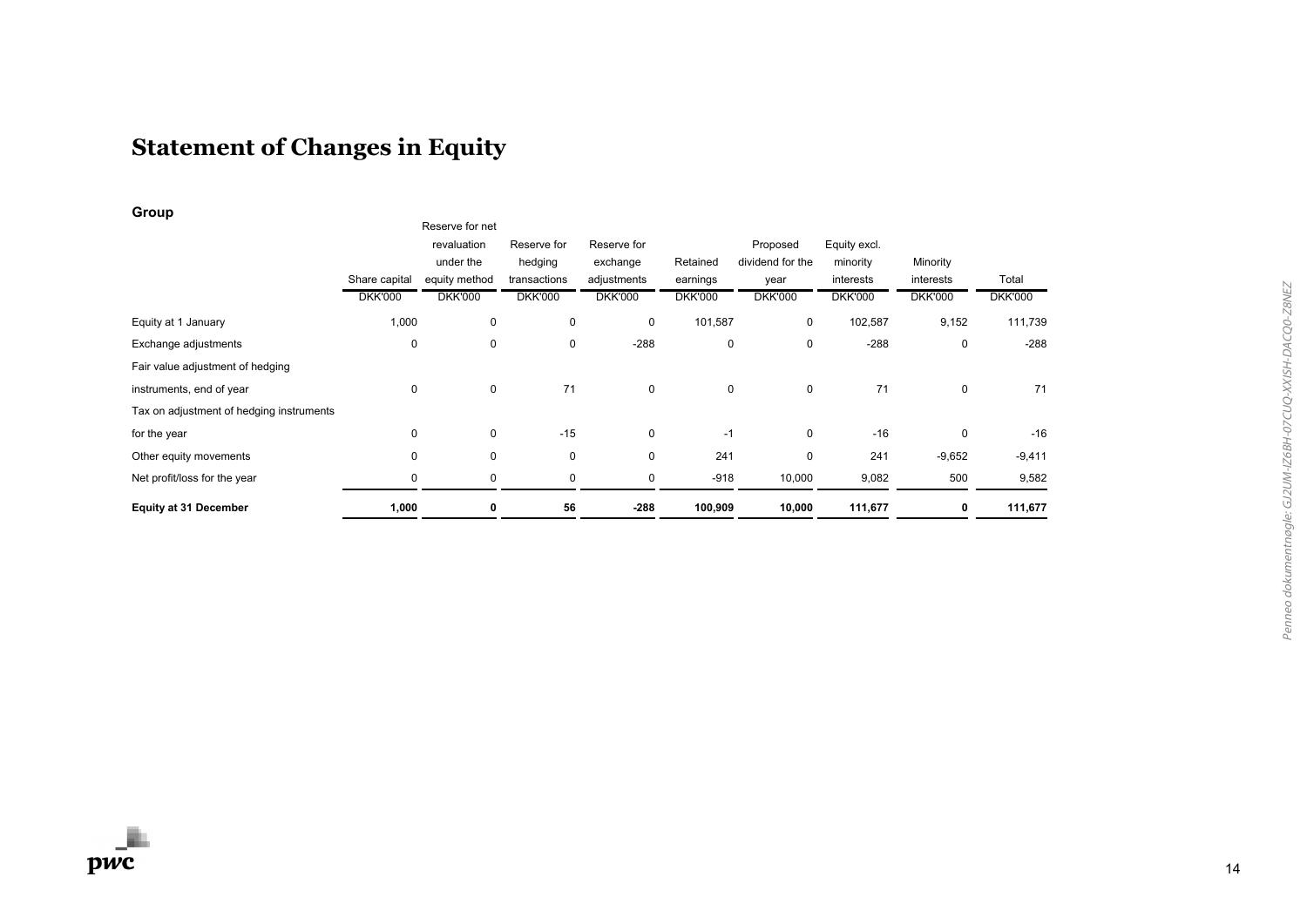# Statement of Changes in Equity

### Group

| | Share capital | Reserve for net revaluation under the equity method | Reserve for hedging transactions | Reserve for exchange adjustments | Retained earnings | Proposed dividend for the year | Equity excl. minority interests | Minority interests | Total |
|---|---|---|---|---|---|---|---|---|---|
| | DKK'000 | DKK'000 | DKK'000 | DKK'000 | DKK'000 | DKK'000 | DKK'000 | DKK'000 | DKK'000 |
| Equity at 1 January | 1,000 | 0 | 0 | 0 | 101,587 | 0 | 102,587 | 9,152 | 111,739 |
| Exchange adjustments | 0 | 0 | 0 | -288 | 0 | 0 | -288 | 0 | -288 |
| Fair value adjustment of hedging instruments, end of year | 0 | 0 | 71 | 0 | 0 | 0 | 71 | 0 | 71 |
| Tax on adjustment of hedging instruments for the year | 0 | 0 | -15 | 0 | -1 | 0 | -16 | 0 | -16 |
| Other equity movements | 0 | 0 | 0 | 0 | 241 | 0 | 241 | -9,652 | -9,411 |
| Net profit/loss for the year | 0 | 0 | 0 | 0 | -918 | 10,000 | 9,082 | 500 | 9,582 |
| **Equity at 31 December** | **1,000** | **0** | **56** | **-288** | **100,909** | **10,000** | **111,677** | **0** | **111,677** |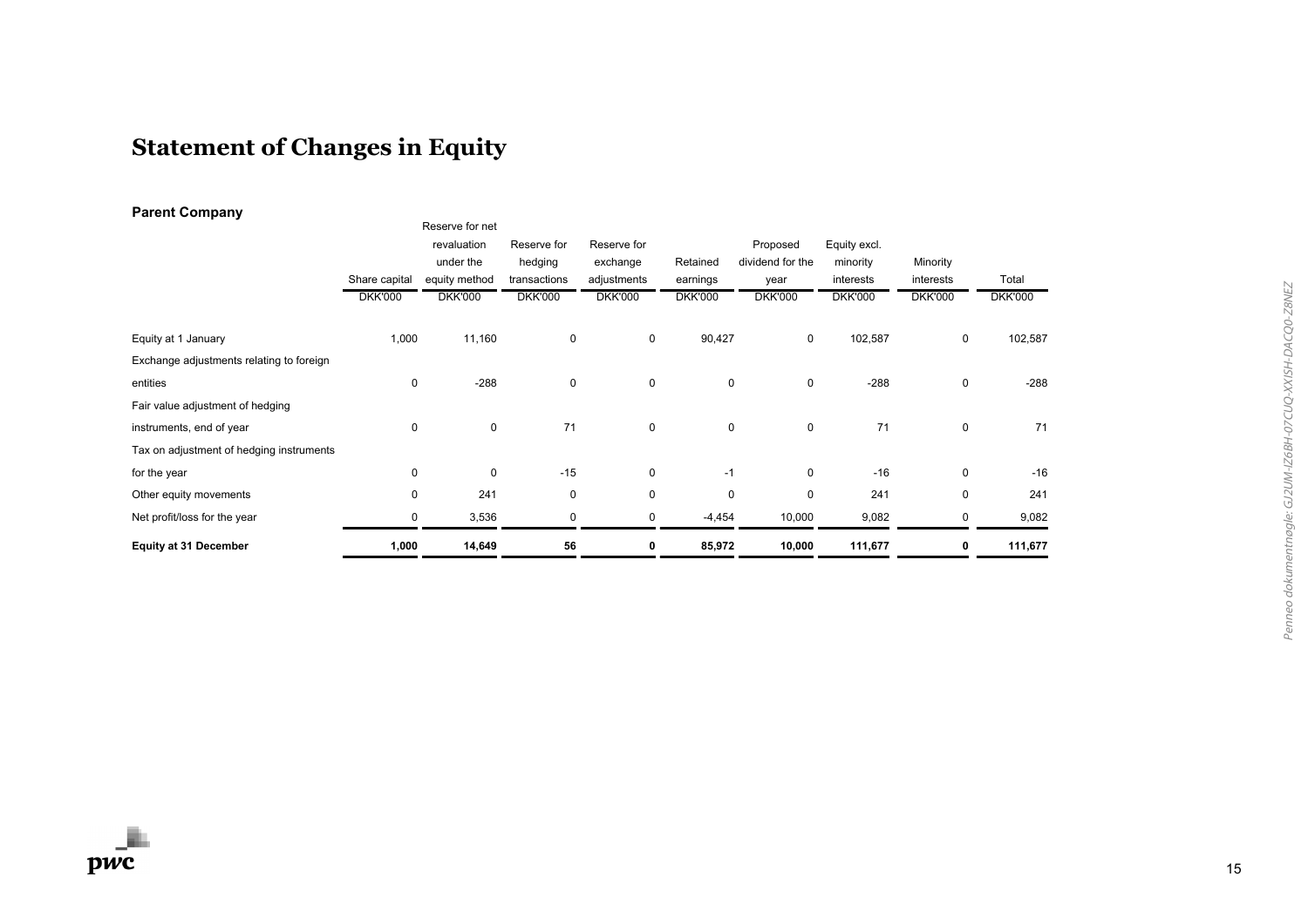# Statement of Changes in Equity

## Parent Company

| | Share capital | Reserve for net revaluation under the equity method | Reserve for hedging transactions | Reserve for exchange adjustments | Retained earnings | Proposed dividend for the year | Equity excl. minority interests | Minority interests | Total |
|---|---|---|---|---|---|---|---|---|---|
| | DKK'000 | DKK'000 | DKK'000 | DKK'000 | DKK'000 | DKK'000 | DKK'000 | DKK'000 | DKK'000 |
| Equity at 1 January | 1,000 | 11,160 | 0 | 0 | 90,427 | 0 | 102,587 | 0 | 102,587 |
| Exchange adjustments relating to foreign entities | 0 | -288 | 0 | 0 | 0 | 0 | -288 | 0 | -288 |
| Fair value adjustment of hedging instruments, end of year | 0 | 0 | 71 | 0 | 0 | 0 | 71 | 0 | 71 |
| Tax on adjustment of hedging instruments for the year | 0 | 0 | -15 | 0 | -1 | 0 | -16 | 0 | -16 |
| Other equity movements | 0 | 241 | 0 | 0 | 0 | 0 | 241 | 0 | 241 |
| Net profit/loss for the year | 0 | 3,536 | 0 | 0 | -4,454 | 10,000 | 9,082 | 0 | 9,082 |
| **Equity at 31 December** | **1,000** | **14,649** | **56** | **0** | **85,972** | **10,000** | **111,677** | **0** | **111,677** |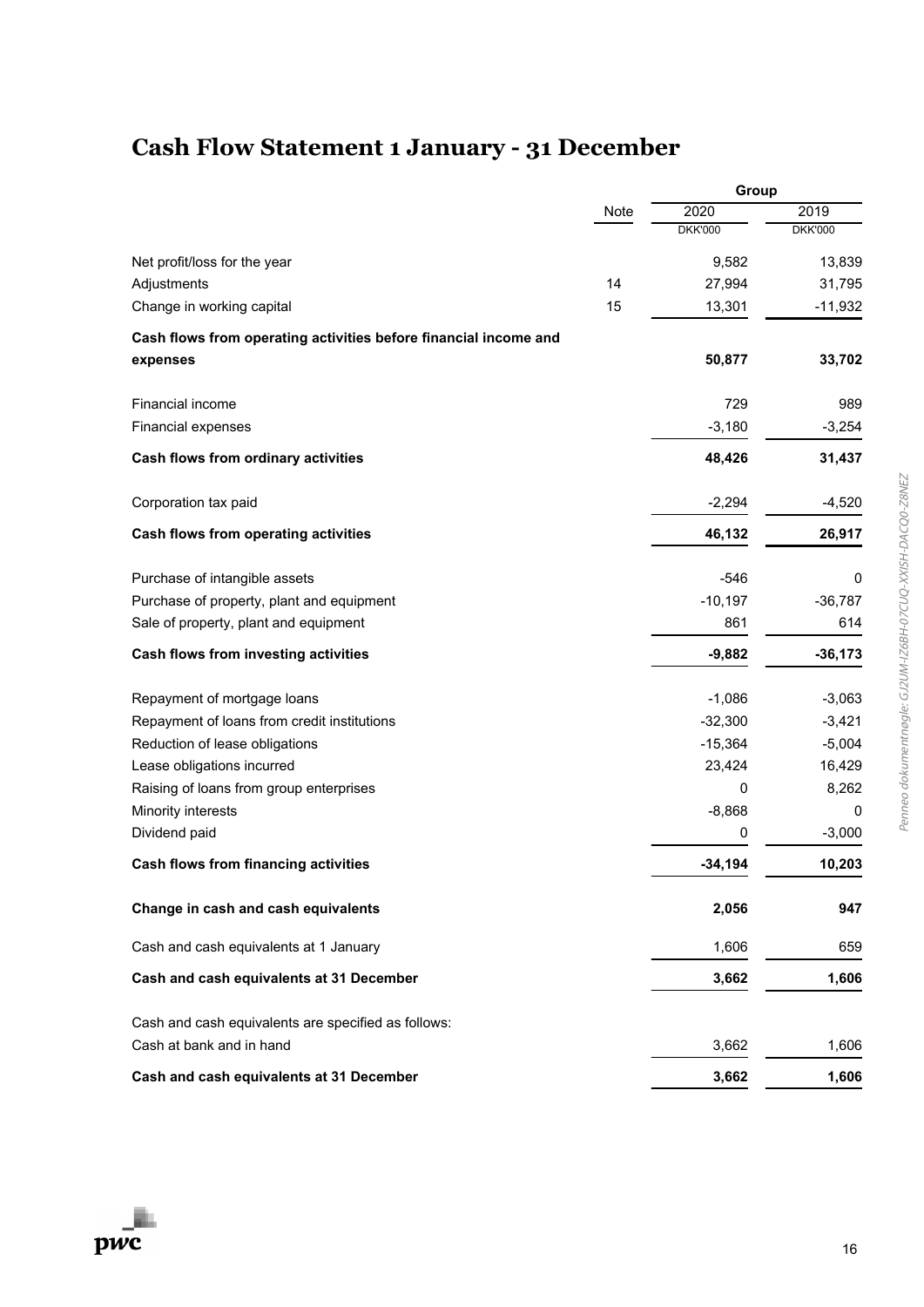# Cash Flow Statement 1 January - 31 December

| | Note | Group | |
|---|---|---|---|
| | | 2020 | 2019 |
| | | DKK'000 | DKK'000 |
| Net profit/loss for the year | | 9,582 | 13,839 |
| Adjustments | 14 | 27,994 | 31,795 |
| Change in working capital | 15 | 13,301 | -11,932 |
| **Cash flows from operating activities before financial income and expenses** | | **50,877** | **33,702** |
| Financial income | | 729 | 989 |
| Financial expenses | | -3,180 | -3,254 |
| **Cash flows from ordinary activities** | | **48,426** | **31,437** |
| Corporation tax paid | | -2,294 | -4,520 |
| **Cash flows from operating activities** | | **46,132** | **26,917** |
| Purchase of intangible assets | | -546 | 0 |
| Purchase of property, plant and equipment | | -10,197 | -36,787 |
| Sale of property, plant and equipment | | 861 | 614 |
| **Cash flows from investing activities** | | **-9,882** | **-36,173** |
| Repayment of mortgage loans | | -1,086 | -3,063 |
| Repayment of loans from credit institutions | | -32,300 | -3,421 |
| Reduction of lease obligations | | -15,364 | -5,004 |
| Lease obligations incurred | | 23,424 | 16,429 |
| Raising of loans from group enterprises | | 0 | 8,262 |
| Minority interests | | -8,868 | 0 |
| Dividend paid | | 0 | -3,000 |
| **Cash flows from financing activities** | | **-34,194** | **10,203** |
| **Change in cash and cash equivalents** | | **2,056** | **947** |
| Cash and cash equivalents at 1 January | | 1,606 | 659 |
| **Cash and cash equivalents at 31 December** | | **3,662** | **1,606** |
| Cash and cash equivalents are specified as follows: | | | |
| Cash at bank and in hand | | 3,662 | 1,606 |
| **Cash and cash equivalents at 31 December** | | **3,662** | **1,606** |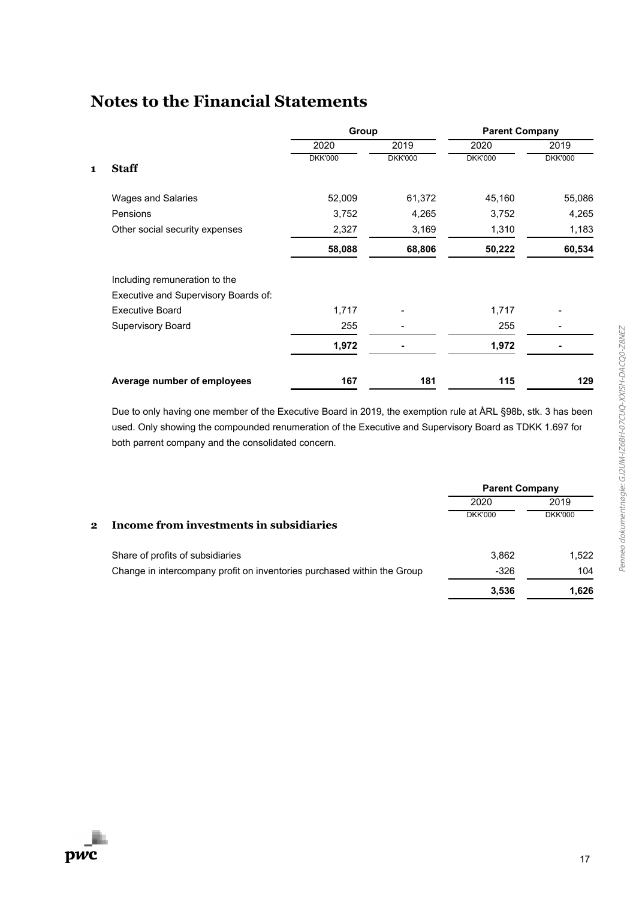# Notes to the Financial Statements

| | | Group | | Parent Company | |
|---|---|---|---|---|---|
| | | 2020 | 2019 | 2020 | 2019 |
| | | DKK'000 | DKK'000 | DKK'000 | DKK'000 |
| **1** | **Staff** | | | | |
| | Wages and Salaries | 52,009 | 61,372 | 45,160 | 55,086 |
| | Pensions | 3,752 | 4,265 | 3,752 | 4,265 |
| | Other social security expenses | 2,327 | 3,169 | 1,310 | 1,183 |
| | | **58,088** | **68,806** | **50,222** | **60,534** |
| | Including remuneration to the Executive and Supervisory Boards of: | | | | |
| | Executive Board | 1,717 | - | 1,717 | - |
| | Supervisory Board | 255 | - | 255 | - |
| | | **1,972** | **-** | **1,972** | **-** |
| | **Average number of employees** | **167** | **181** | **115** | **129** |

Due to only having one member of the Executive Board in 2019, the exemption rule at ÅRL §98b, stk. 3 has been used. Only showing the compounded renumeration of the Executive and Supervisory Board as TDKK 1.697 for both parrent company and the consolidated concern.

| | | Parent Company | |
|---|---|---|---|
| | | 2020 | 2019 |
| | | DKK'000 | DKK'000 |
| **2** | **Income from investments in subsidiaries** | | |
| | Share of profits of subsidiaries | 3,862 | 1,522 |
| | Change in intercompany profit on inventories purchased within the Group | -326 | 104 |
| | | **3,536** | **1,626** |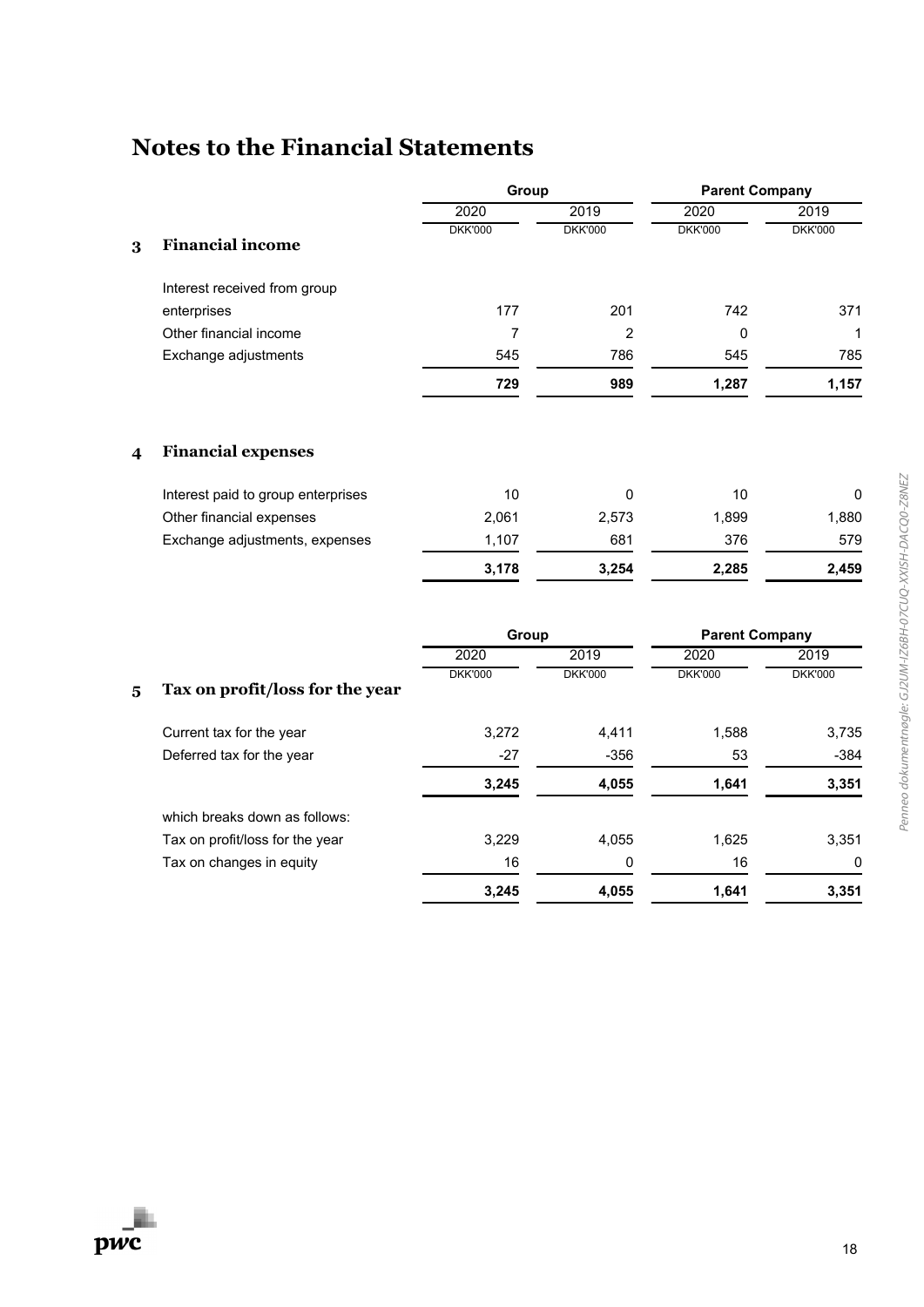# Notes to the Financial Statements

| | Group | | Parent Company | |
|---|---|---|---|---|
| | 2020 | 2019 | 2020 | 2019 |
| | DKK'000 | DKK'000 | DKK'000 | DKK'000 |

## 3 Financial income

| | Group 2020 DKK'000 | Group 2019 DKK'000 | Parent Company 2020 DKK'000 | Parent Company 2019 DKK'000 |
|---|---|---|---|---|
| Interest received from group enterprises | 177 | 201 | 742 | 371 |
| Other financial income | 7 | 2 | 0 | 1 |
| Exchange adjustments | 545 | 786 | 545 | 785 |
| | **729** | **989** | **1,287** | **1,157** |

## 4 Financial expenses

| | Group 2020 DKK'000 | Group 2019 DKK'000 | Parent Company 2020 DKK'000 | Parent Company 2019 DKK'000 |
|---|---|---|---|---|
| Interest paid to group enterprises | 10 | 0 | 10 | 0 |
| Other financial expenses | 2,061 | 2,573 | 1,899 | 1,880 |
| Exchange adjustments, expenses | 1,107 | 681 | 376 | 579 |
| | **3,178** | **3,254** | **2,285** | **2,459** |

## 5 Tax on profit/loss for the year

| | Group | | Parent Company | |
|---|---|---|---|---|
| | 2020 | 2019 | 2020 | 2019 |
| | DKK'000 | DKK'000 | DKK'000 | DKK'000 |
| Current tax for the year | 3,272 | 4,411 | 1,588 | 3,735 |
| Deferred tax for the year | -27 | -356 | 53 | -384 |
| | **3,245** | **4,055** | **1,641** | **3,351** |
| which breaks down as follows: | | | | |
| Tax on profit/loss for the year | 3,229 | 4,055 | 1,625 | 3,351 |
| Tax on changes in equity | 16 | 0 | 16 | 0 |
| | **3,245** | **4,055** | **1,641** | **3,351** |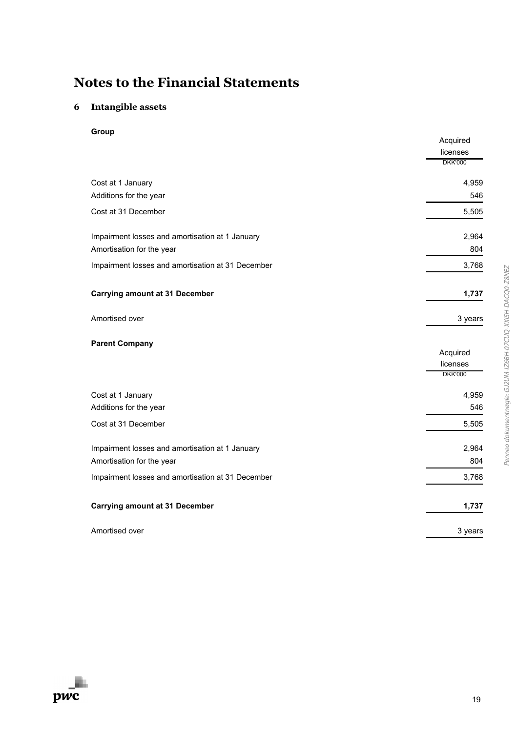# Notes to the Financial Statements

## 6 Intangible assets

**Group**

| | Acquired licenses |
|---|---|
| | DKK'000 |
| Cost at 1 January | 4,959 |
| Additions for the year | 546 |
| Cost at 31 December | 5,505 |
| Impairment losses and amortisation at 1 January | 2,964 |
| Amortisation for the year | 804 |
| Impairment losses and amortisation at 31 December | 3,768 |
| **Carrying amount at 31 December** | **1,737** |
| Amortised over | 3 years |

**Parent Company**

| | Acquired licenses |
|---|---|
| | DKK'000 |
| Cost at 1 January | 4,959 |
| Additions for the year | 546 |
| Cost at 31 December | 5,505 |
| Impairment losses and amortisation at 1 January | 2,964 |
| Amortisation for the year | 804 |
| Impairment losses and amortisation at 31 December | 3,768 |
| **Carrying amount at 31 December** | **1,737** |
| Amortised over | 3 years |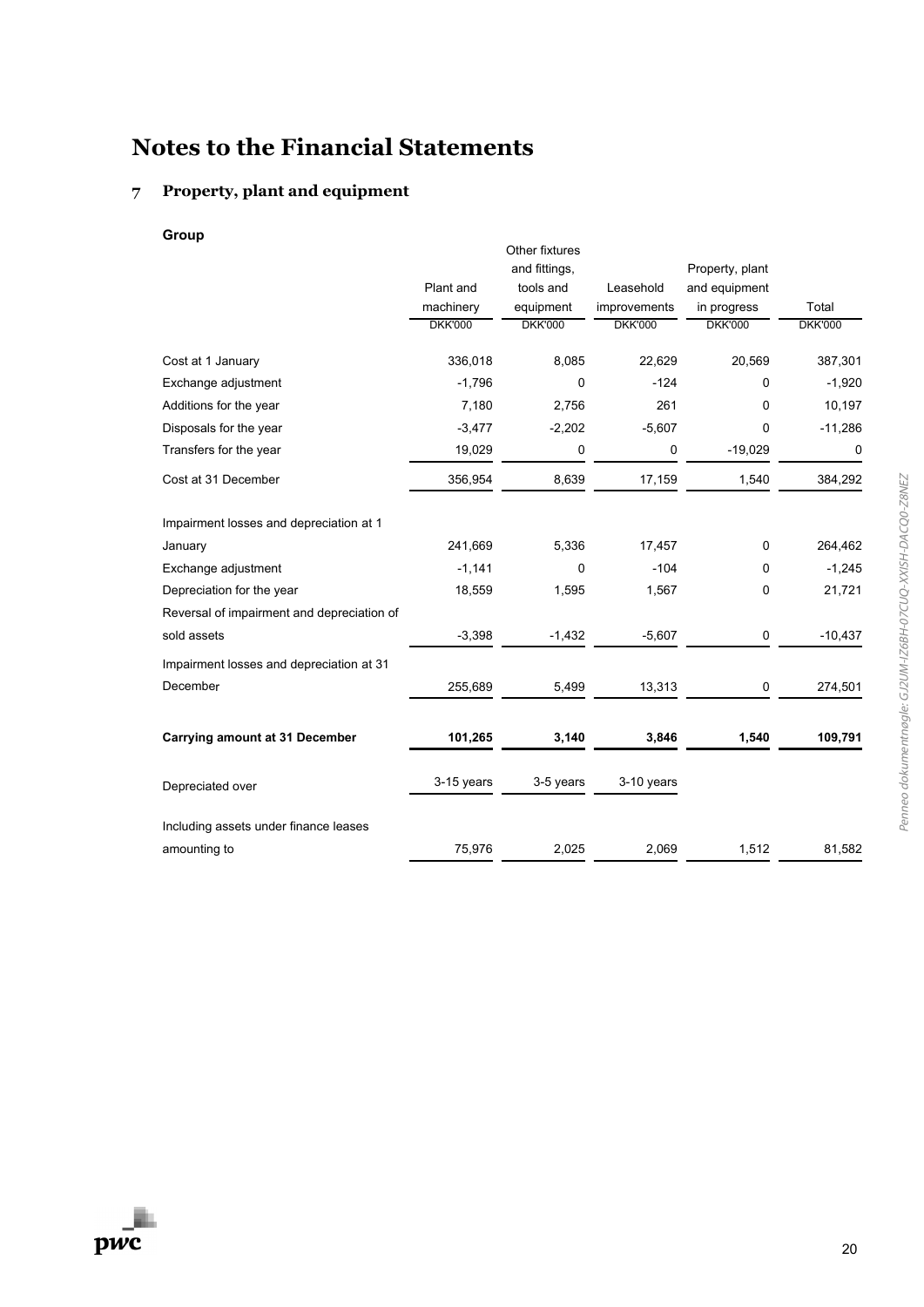# Notes to the Financial Statements

## 7 Property, plant and equipment

**Group**

| | Plant and machinery | Other fixtures and fittings, tools and equipment | Leasehold improvements | Property, plant and equipment in progress | Total |
|---|---|---|---|---|---|
| | DKK'000 | DKK'000 | DKK'000 | DKK'000 | DKK'000 |
| Cost at 1 January | 336,018 | 8,085 | 22,629 | 20,569 | 387,301 |
| Exchange adjustment | -1,796 | 0 | -124 | 0 | -1,920 |
| Additions for the year | 7,180 | 2,756 | 261 | 0 | 10,197 |
| Disposals for the year | -3,477 | -2,202 | -5,607 | 0 | -11,286 |
| Transfers for the year | 19,029 | 0 | 0 | -19,029 | 0 |
| Cost at 31 December | 356,954 | 8,639 | 17,159 | 1,540 | 384,292 |
| Impairment losses and depreciation at 1 January | 241,669 | 5,336 | 17,457 | 0 | 264,462 |
| Exchange adjustment | -1,141 | 0 | -104 | 0 | -1,245 |
| Depreciation for the year | 18,559 | 1,595 | 1,567 | 0 | 21,721 |
| Reversal of impairment and depreciation of sold assets | -3,398 | -1,432 | -5,607 | 0 | -10,437 |
| Impairment losses and depreciation at 31 December | 255,689 | 5,499 | 13,313 | 0 | 274,501 |
| **Carrying amount at 31 December** | **101,265** | **3,140** | **3,846** | **1,540** | **109,791** |
| Depreciated over | 3-15 years | 3-5 years | 3-10 years | | |
| Including assets under finance leases amounting to | 75,976 | 2,025 | 2,069 | 1,512 | 81,582 |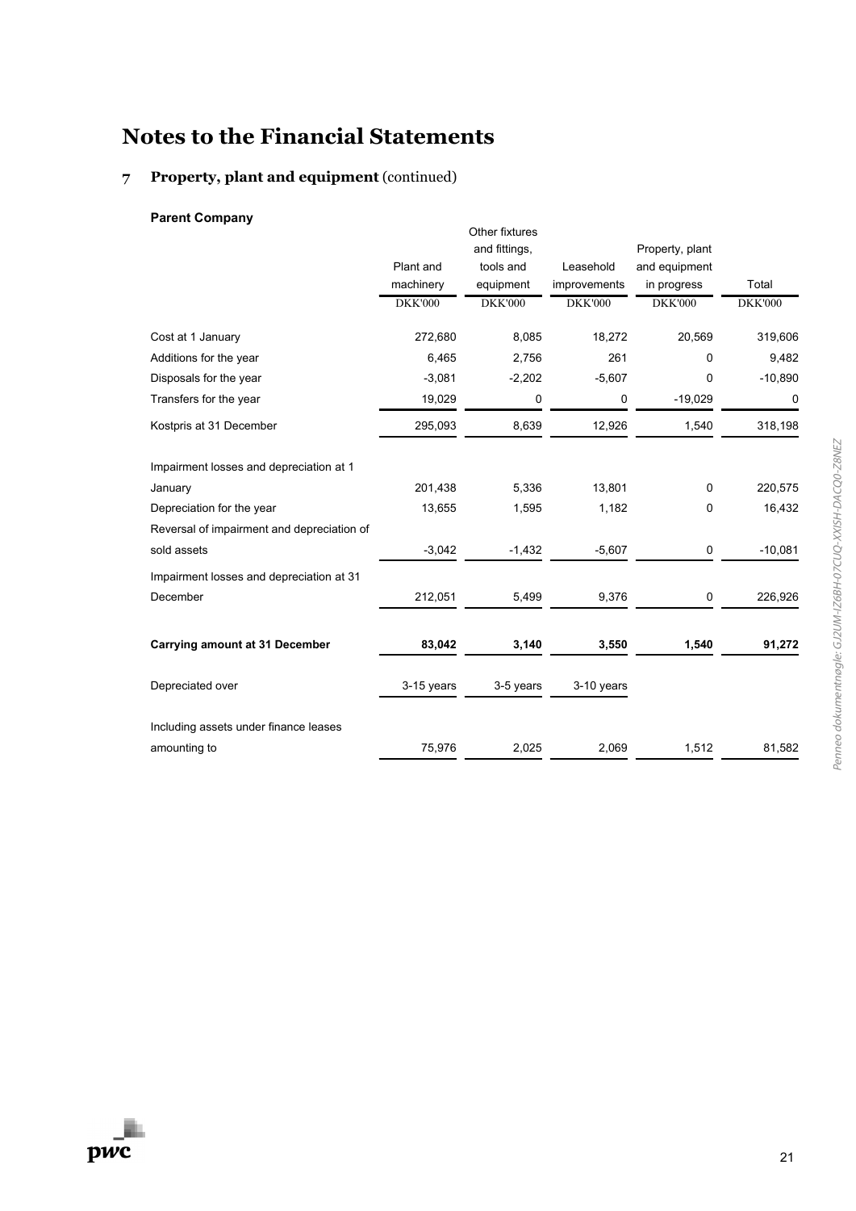# Notes to the Financial Statements

## 7 Property, plant and equipment (continued)

**Parent Company**

| | Plant and machinery | Other fixtures and fittings, tools and equipment | Leasehold improvements | Property, plant and equipment in progress | Total |
|---|---|---|---|---|---|
| | DKK'000 | DKK'000 | DKK'000 | DKK'000 | DKK'000 |
| Cost at 1 January | 272,680 | 8,085 | 18,272 | 20,569 | 319,606 |
| Additions for the year | 6,465 | 2,756 | 261 | 0 | 9,482 |
| Disposals for the year | -3,081 | -2,202 | -5,607 | 0 | -10,890 |
| Transfers for the year | 19,029 | 0 | 0 | -19,029 | 0 |
| Kostpris at 31 December | 295,093 | 8,639 | 12,926 | 1,540 | 318,198 |
| Impairment losses and depreciation at 1 January | 201,438 | 5,336 | 13,801 | 0 | 220,575 |
| Depreciation for the year | 13,655 | 1,595 | 1,182 | 0 | 16,432 |
| Reversal of impairment and depreciation of sold assets | -3,042 | -1,432 | -5,607 | 0 | -10,081 |
| Impairment losses and depreciation at 31 December | 212,051 | 5,499 | 9,376 | 0 | 226,926 |
| **Carrying amount at 31 December** | **83,042** | **3,140** | **3,550** | **1,540** | **91,272** |
| Depreciated over | 3-15 years | 3-5 years | 3-10 years | | |
| Including assets under finance leases amounting to | 75,976 | 2,025 | 2,069 | 1,512 | 81,582 |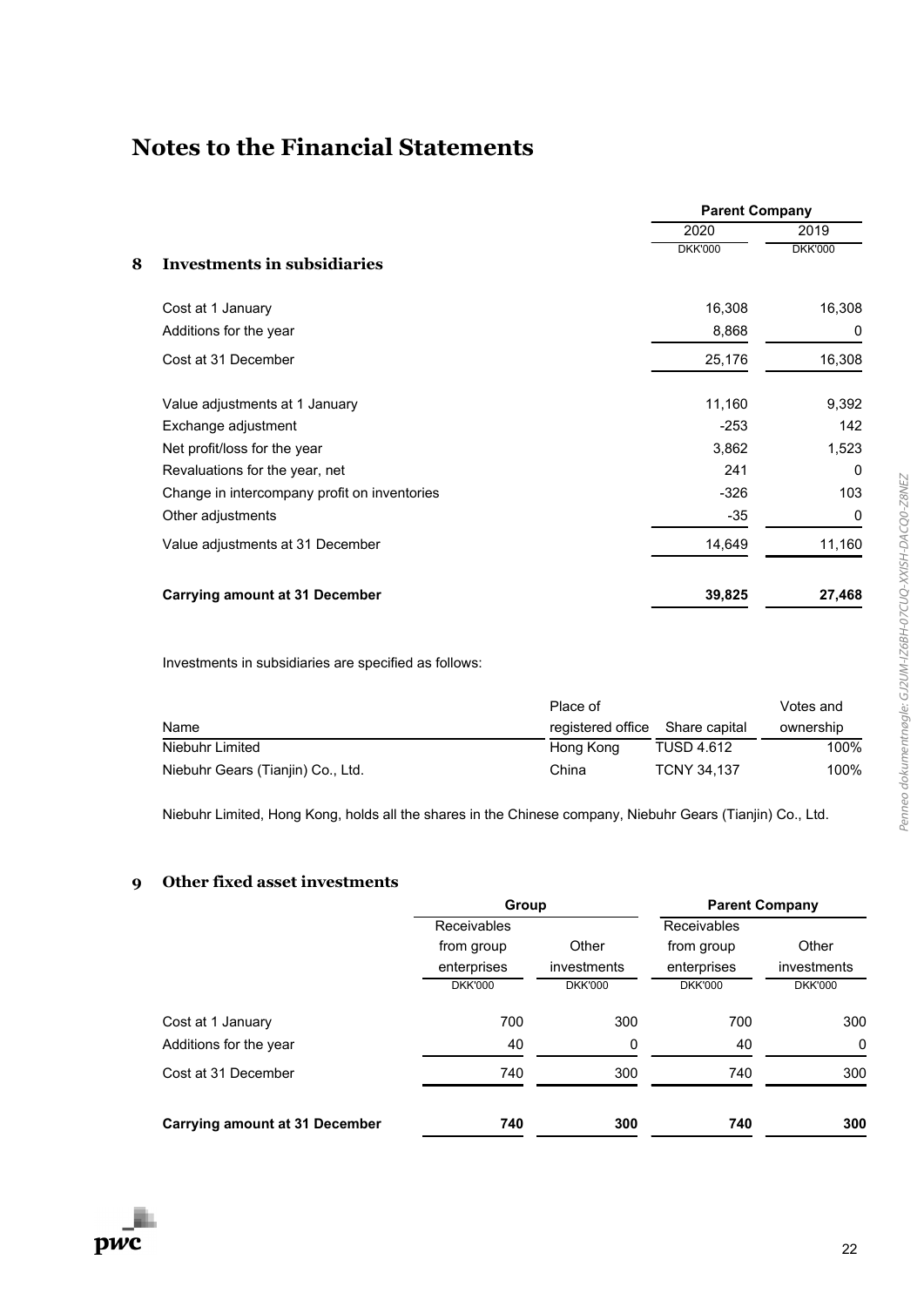# Notes to the Financial Statements

## 8 Investments in subsidiaries

| | Parent Company | |
|---|---|---|
| | 2020 | 2019 |
| | DKK'000 | DKK'000 |
| Cost at 1 January | 16,308 | 16,308 |
| Additions for the year | 8,868 | 0 |
| Cost at 31 December | 25,176 | 16,308 |
| Value adjustments at 1 January | 11,160 | 9,392 |
| Exchange adjustment | -253 | 142 |
| Net profit/loss for the year | 3,862 | 1,523 |
| Revaluations for the year, net | 241 | 0 |
| Change in intercompany profit on inventories | -326 | 103 |
| Other adjustments | -35 | 0 |
| Value adjustments at 31 December | 14,649 | 11,160 |
| **Carrying amount at 31 December** | **39,825** | **27,468** |

Investments in subsidiaries are specified as follows:

| Name | Place of registered office | Share capital | Votes and ownership |
|---|---|---|---|
| Niebuhr Limited | Hong Kong | TUSD 4.612 | 100% |
| Niebuhr Gears (Tianjin) Co., Ltd. | China | TCNY 34,137 | 100% |

Niebuhr Limited, Hong Kong, holds all the shares in the Chinese company, Niebuhr Gears (Tianjin) Co., Ltd.

## 9 Other fixed asset investments

| | Group | | Parent Company | |
|---|---|---|---|---|
| | Receivables from group enterprises | Other investments | Receivables from group enterprises | Other investments |
| | DKK'000 | DKK'000 | DKK'000 | DKK'000 |
| Cost at 1 January | 700 | 300 | 700 | 300 |
| Additions for the year | 40 | 0 | 40 | 0 |
| Cost at 31 December | 740 | 300 | 740 | 300 |
| **Carrying amount at 31 December** | **740** | **300** | **740** | **300** |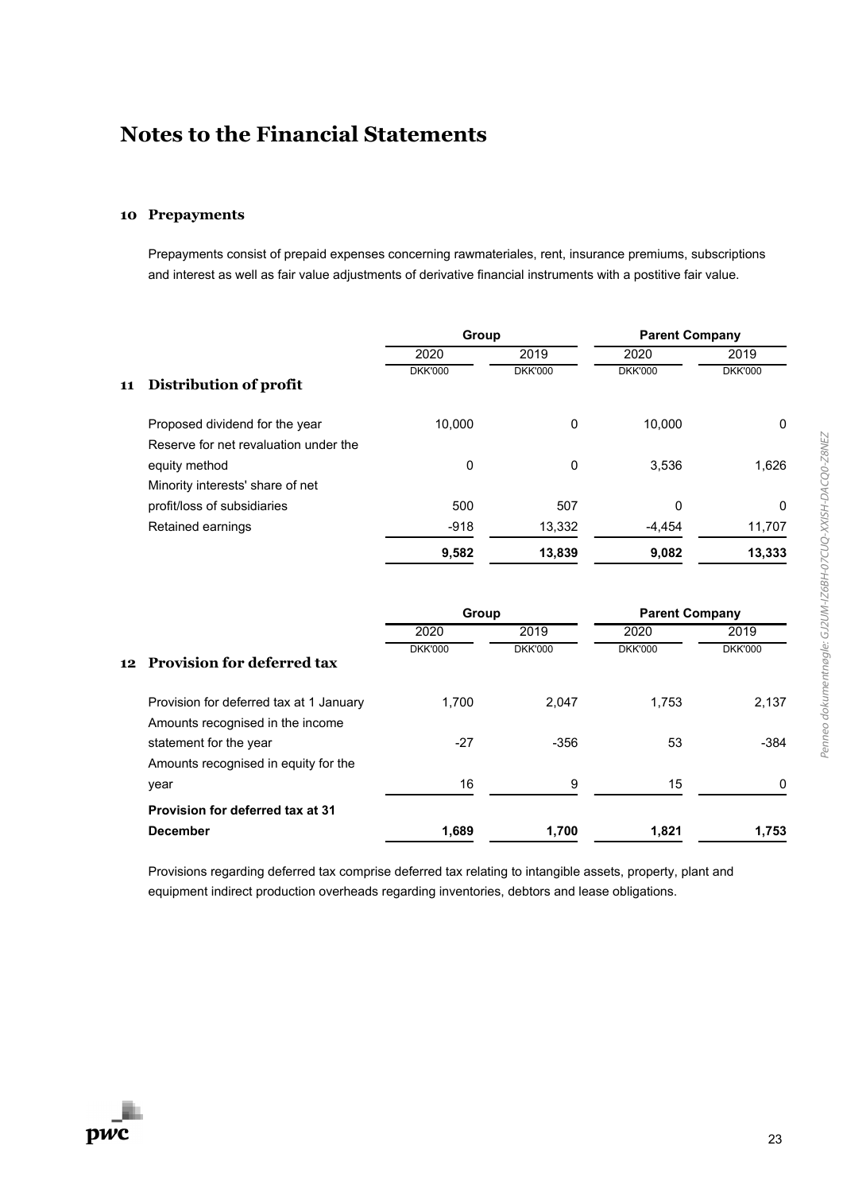# Notes to the Financial Statements

## 10 Prepayments

Prepayments consist of prepaid expenses concerning rawmateriales, rent, insurance premiums, subscriptions and interest as well as fair value adjustments of derivative financial instruments with a postitive fair value.

## 11 Distribution of profit

| | Group | | Parent Company | |
|---|---|---|---|---|
| | 2020 | 2019 | 2020 | 2019 |
| | DKK'000 | DKK'000 | DKK'000 | DKK'000 |
| Proposed dividend for the year | 10,000 | 0 | 10,000 | 0 |
| Reserve for net revaluation under the equity method | 0 | 0 | 3,536 | 1,626 |
| Minority interests' share of net profit/loss of subsidiaries | 500 | 507 | 0 | 0 |
| Retained earnings | -918 | 13,332 | -4,454 | 11,707 |
| | **9,582** | **13,839** | **9,082** | **13,333** |

## 12 Provision for deferred tax

| | Group | | Parent Company | |
|---|---|---|---|---|
| | 2020 | 2019 | 2020 | 2019 |
| | DKK'000 | DKK'000 | DKK'000 | DKK'000 |
| Provision for deferred tax at 1 January | 1,700 | 2,047 | 1,753 | 2,137 |
| Amounts recognised in the income statement for the year | -27 | -356 | 53 | -384 |
| Amounts recognised in equity for the year | 16 | 9 | 15 | 0 |
| **Provision for deferred tax at 31 December** | **1,689** | **1,700** | **1,821** | **1,753** |

Provisions regarding deferred tax comprise deferred tax relating to intangible assets, property, plant and equipment indirect production overheads regarding inventories, debtors and lease obligations.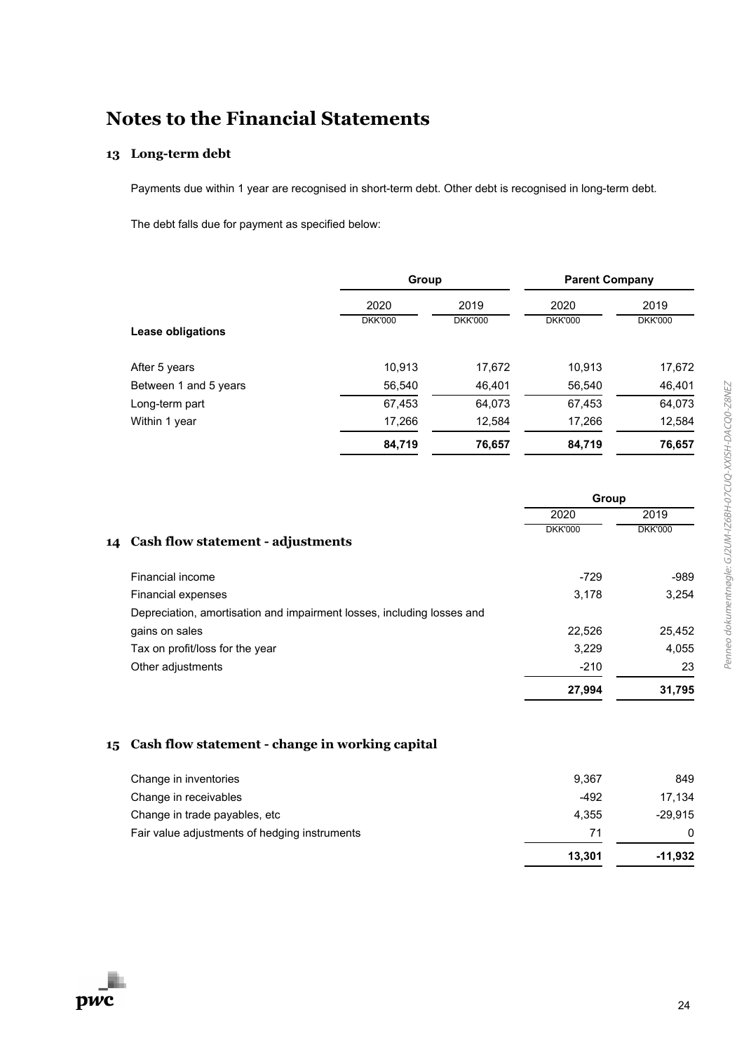# Notes to the Financial Statements

## 13 Long-term debt

Payments due within 1 year are recognised in short-term debt. Other debt is recognised in long-term debt.

The debt falls due for payment as specified below:

| | Group | | Parent Company | |
|---|---|---|---|---|
| | 2020 | 2019 | 2020 | 2019 |
| | DKK'000 | DKK'000 | DKK'000 | DKK'000 |
| **Lease obligations** | | | | |
| After 5 years | 10,913 | 17,672 | 10,913 | 17,672 |
| Between 1 and 5 years | 56,540 | 46,401 | 56,540 | 46,401 |
| Long-term part | 67,453 | 64,073 | 67,453 | 64,073 |
| Within 1 year | 17,266 | 12,584 | 17,266 | 12,584 |
| | **84,719** | **76,657** | **84,719** | **76,657** |

## 14 Cash flow statement - adjustments

| | Group | |
|---|---|---|
| | 2020 | 2019 |
| | DKK'000 | DKK'000 |
| Financial income | -729 | -989 |
| Financial expenses | 3,178 | 3,254 |
| Depreciation, amortisation and impairment losses, including losses and gains on sales | 22,526 | 25,452 |
| Tax on profit/loss for the year | 3,229 | 4,055 |
| Other adjustments | -210 | 23 |
| | **27,994** | **31,795** |

## 15 Cash flow statement - change in working capital

| | 2020 | 2019 |
|---|---|---|
| Change in inventories | 9,367 | 849 |
| Change in receivables | -492 | 17,134 |
| Change in trade payables, etc | 4,355 | -29,915 |
| Fair value adjustments of hedging instruments | 71 | 0 |
| | **13,301** | **-11,932** |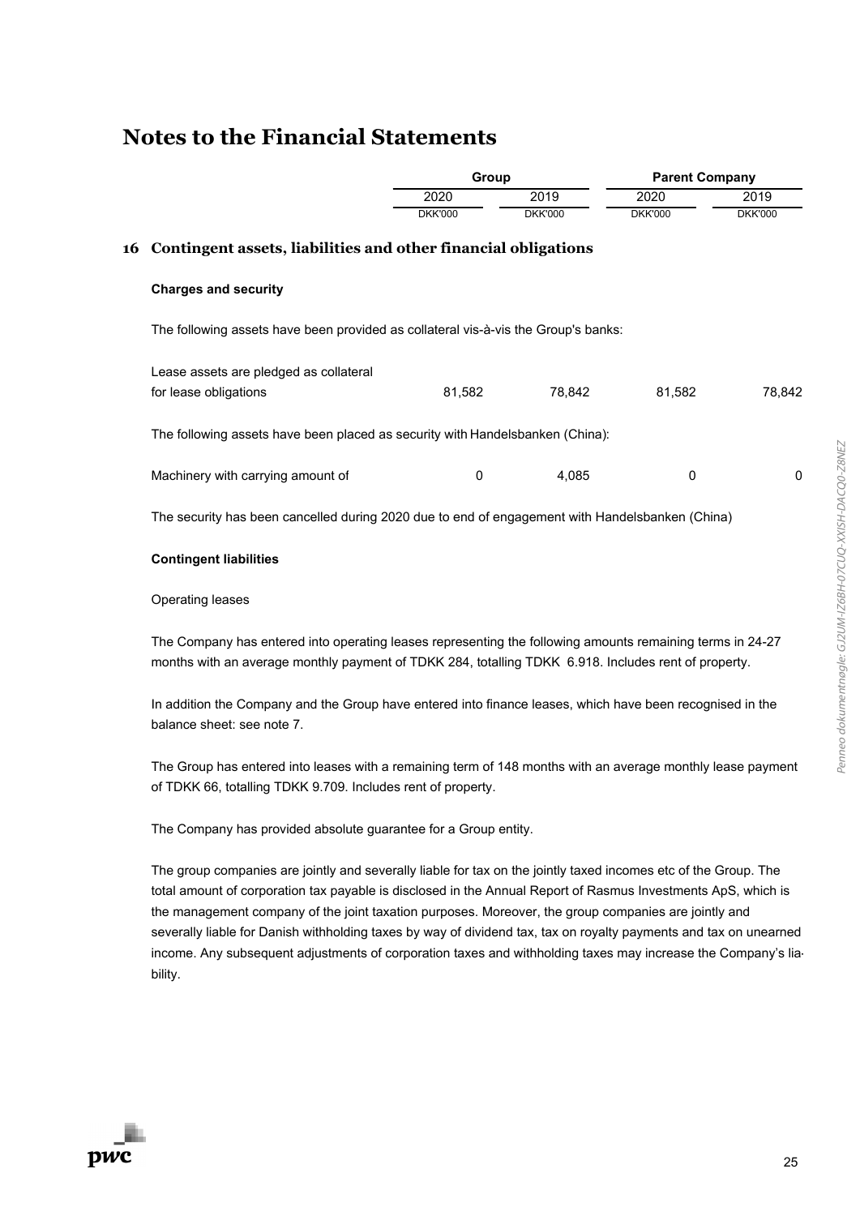# Notes to the Financial Statements

## 16 Contingent assets, liabilities and other financial obligations

**Charges and security**

The following assets have been provided as collateral vis-à-vis the Group's banks:

| | Group 2020 | Group 2019 | Parent Company 2020 | Parent Company 2019 |
|---|---|---|---|---|
| | DKK'000 | DKK'000 | DKK'000 | DKK'000 |
| Lease assets are pledged as collateral for lease obligations | 81,582 | 78,842 | 81,582 | 78,842 |

The following assets have been placed as security with Handelsbanken (China):

| | Group 2020 | Group 2019 | Parent Company 2020 | Parent Company 2019 |
|---|---|---|---|---|
| Machinery with carrying amount of | 0 | 4,085 | 0 | 0 |

The security has been cancelled during 2020 due to end of engagement with Handelsbanken (China)

**Contingent liabilities**

Operating leases

The Company has entered into operating leases representing the following amounts remaining terms in 24-27 months with an average monthly payment of TDKK 284, totalling TDKK 6.918. Includes rent of property.

In addition the Company and the Group have entered into finance leases, which have been recognised in the balance sheet: see note 7.

The Group has entered into leases with a remaining term of 148 months with an average monthly lease payment of TDKK 66, totalling TDKK 9.709. Includes rent of property.

The Company has provided absolute guarantee for a Group entity.

The group companies are jointly and severally liable for tax on the jointly taxed incomes etc of the Group. The total amount of corporation tax payable is disclosed in the Annual Report of Rasmus Investments ApS, which is the management company of the joint taxation purposes. Moreover, the group companies are jointly and severally liable for Danish withholding taxes by way of dividend tax, tax on royalty payments and tax on unearned income. Any subsequent adjustments of corporation taxes and withholding taxes may increase the Company's liability.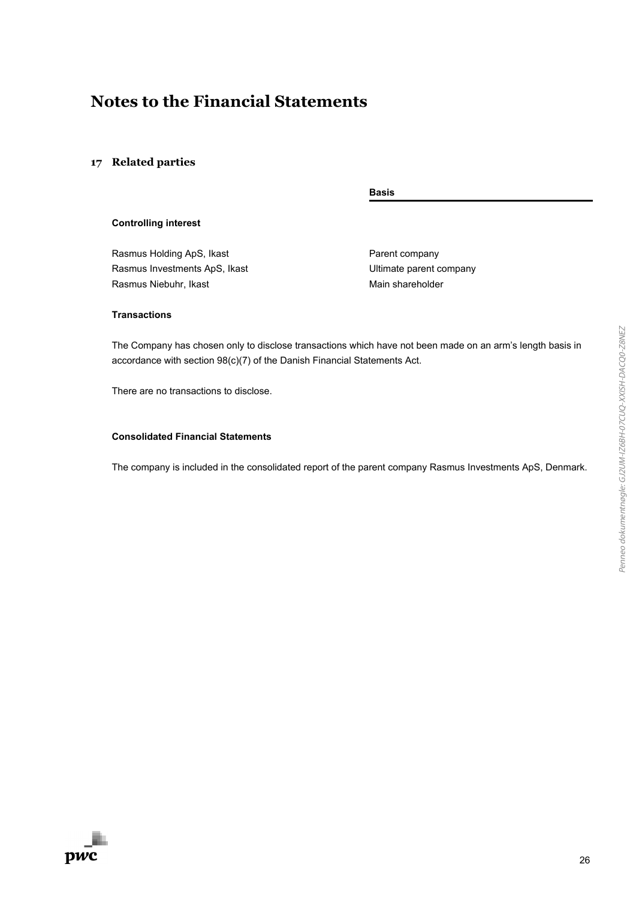# Notes to the Financial Statements

## 17 Related parties

| | Basis |
|---|---|
| **Controlling interest** | |
| Rasmus Holding ApS, Ikast | Parent company |
| Rasmus Investments ApS, Ikast | Ultimate parent company |
| Rasmus Niebuhr, Ikast | Main shareholder |

**Transactions**

The Company has chosen only to disclose transactions which have not been made on an arm's length basis in accordance with section 98(c)(7) of the Danish Financial Statements Act.

There are no transactions to disclose.

**Consolidated Financial Statements**

The company is included in the consolidated report of the parent company Rasmus Investments ApS, Denmark.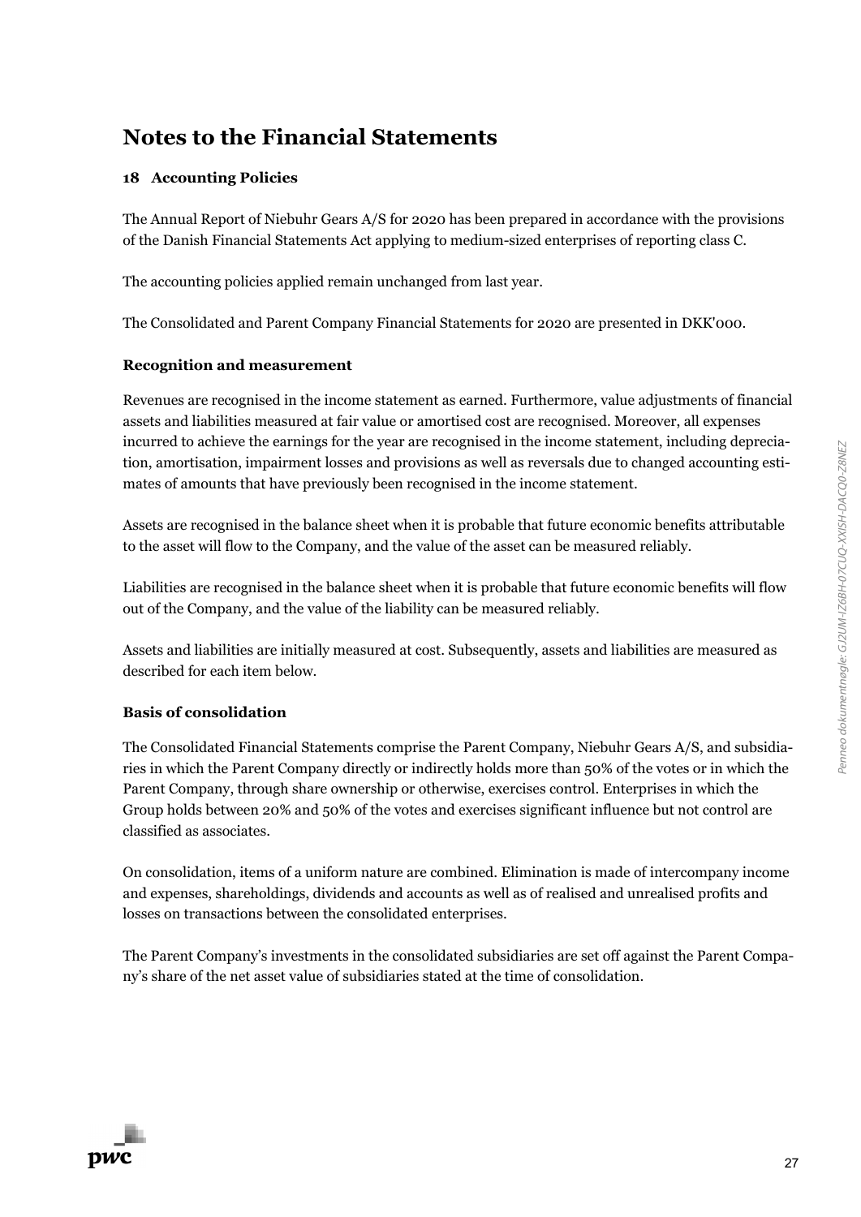# Notes to the Financial Statements

### 18 Accounting Policies

The Annual Report of Niebuhr Gears A/S for 2020 has been prepared in accordance with the provisions of the Danish Financial Statements Act applying to medium-sized enterprises of reporting class C.

The accounting policies applied remain unchanged from last year.

The Consolidated and Parent Company Financial Statements for 2020 are presented in DKK'000.

**Recognition and measurement**

Revenues are recognised in the income statement as earned. Furthermore, value adjustments of financial assets and liabilities measured at fair value or amortised cost are recognised. Moreover, all expenses incurred to achieve the earnings for the year are recognised in the income statement, including depreciation, amortisation, impairment losses and provisions as well as reversals due to changed accounting estimates of amounts that have previously been recognised in the income statement.

Assets are recognised in the balance sheet when it is probable that future economic benefits attributable to the asset will flow to the Company, and the value of the asset can be measured reliably.

Liabilities are recognised in the balance sheet when it is probable that future economic benefits will flow out of the Company, and the value of the liability can be measured reliably.

Assets and liabilities are initially measured at cost. Subsequently, assets and liabilities are measured as described for each item below.

**Basis of consolidation**

The Consolidated Financial Statements comprise the Parent Company, Niebuhr Gears A/S, and subsidiaries in which the Parent Company directly or indirectly holds more than 50% of the votes or in which the Parent Company, through share ownership or otherwise, exercises control. Enterprises in which the Group holds between 20% and 50% of the votes and exercises significant influence but not control are classified as associates.

On consolidation, items of a uniform nature are combined. Elimination is made of intercompany income and expenses, shareholdings, dividends and accounts as well as of realised and unrealised profits and losses on transactions between the consolidated enterprises.

The Parent Company's investments in the consolidated subsidiaries are set off against the Parent Company's share of the net asset value of subsidiaries stated at the time of consolidation.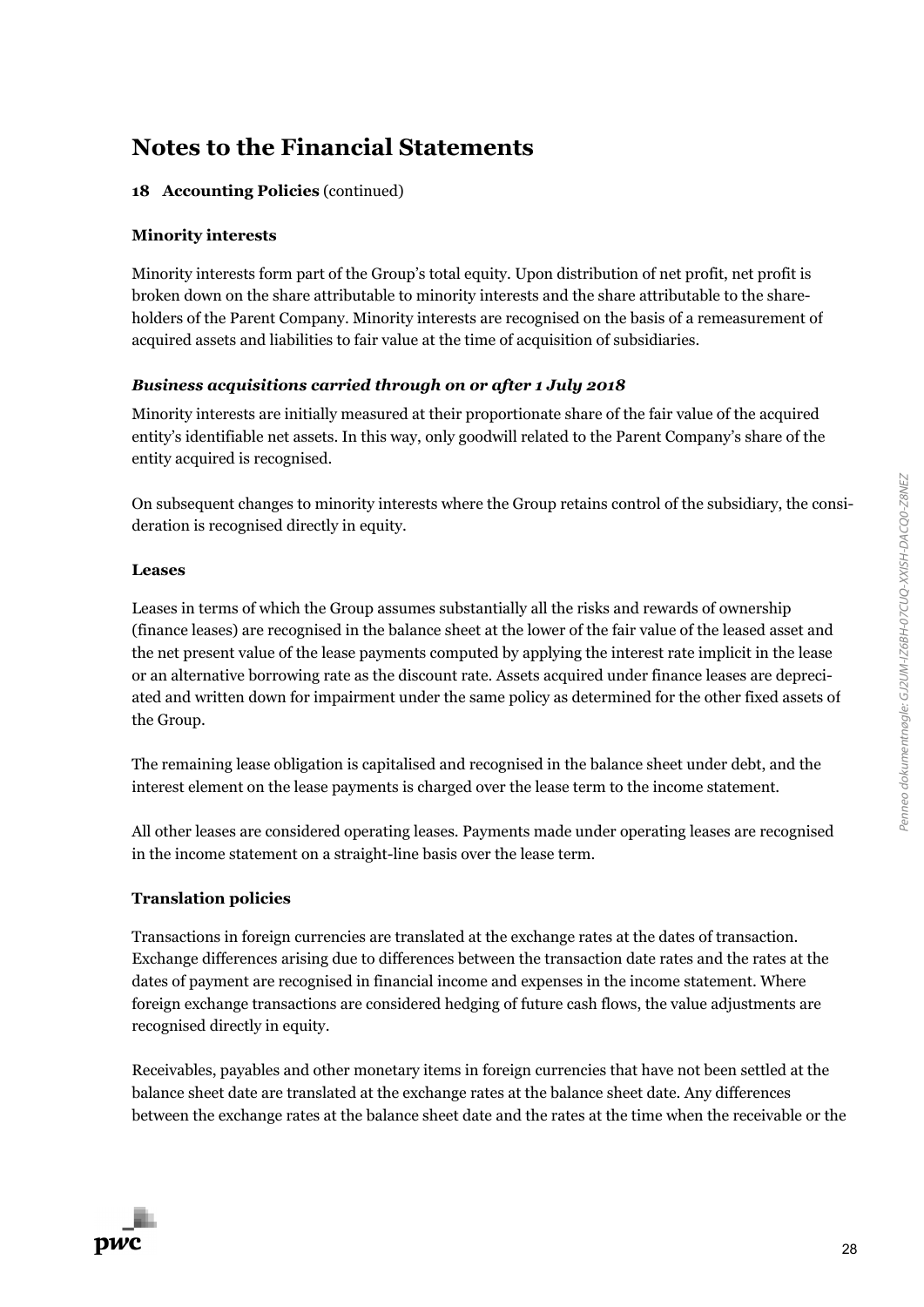# Notes to the Financial Statements

**18 Accounting Policies** (continued)

**Minority interests**

Minority interests form part of the Group's total equity. Upon distribution of net profit, net profit is broken down on the share attributable to minority interests and the share attributable to the shareholders of the Parent Company. Minority interests are recognised on the basis of a remeasurement of acquired assets and liabilities to fair value at the time of acquisition of subsidiaries.

***Business acquisitions carried through on or after 1 July 2018***

Minority interests are initially measured at their proportionate share of the fair value of the acquired entity's identifiable net assets. In this way, only goodwill related to the Parent Company's share of the entity acquired is recognised.

On subsequent changes to minority interests where the Group retains control of the subsidiary, the consideration is recognised directly in equity.

**Leases**

Leases in terms of which the Group assumes substantially all the risks and rewards of ownership (finance leases) are recognised in the balance sheet at the lower of the fair value of the leased asset and the net present value of the lease payments computed by applying the interest rate implicit in the lease or an alternative borrowing rate as the discount rate. Assets acquired under finance leases are depreciated and written down for impairment under the same policy as determined for the other fixed assets of the Group.

The remaining lease obligation is capitalised and recognised in the balance sheet under debt, and the interest element on the lease payments is charged over the lease term to the income statement.

All other leases are considered operating leases. Payments made under operating leases are recognised in the income statement on a straight-line basis over the lease term.

**Translation policies**

Transactions in foreign currencies are translated at the exchange rates at the dates of transaction. Exchange differences arising due to differences between the transaction date rates and the rates at the dates of payment are recognised in financial income and expenses in the income statement. Where foreign exchange transactions are considered hedging of future cash flows, the value adjustments are recognised directly in equity.

Receivables, payables and other monetary items in foreign currencies that have not been settled at the balance sheet date are translated at the exchange rates at the balance sheet date. Any differences between the exchange rates at the balance sheet date and the rates at the time when the receivable or the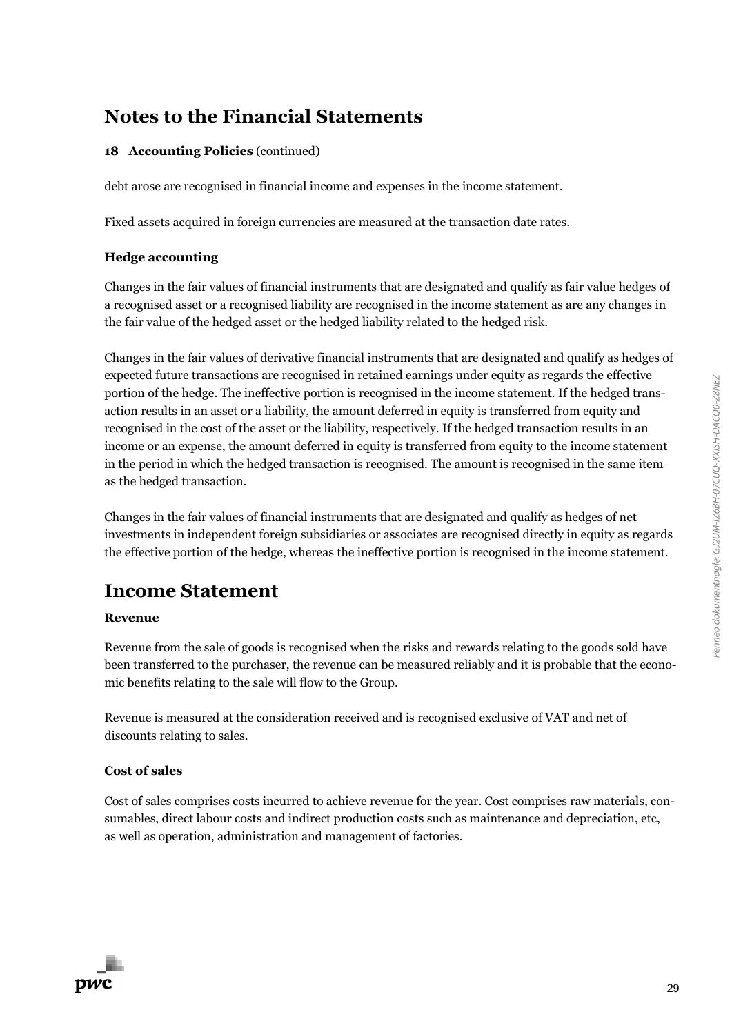# Notes to the Financial Statements

**18 Accounting Policies** (continued)

debt arose are recognised in financial income and expenses in the income statement.

Fixed assets acquired in foreign currencies are measured at the transaction date rates.

### Hedge accounting

Changes in the fair values of financial instruments that are designated and qualify as fair value hedges of a recognised asset or a recognised liability are recognised in the income statement as are any changes in the fair value of the hedged asset or the hedged liability related to the hedged risk.

Changes in the fair values of derivative financial instruments that are designated and qualify as hedges of expected future transactions are recognised in retained earnings under equity as regards the effective portion of the hedge. The ineffective portion is recognised in the income statement. If the hedged transaction results in an asset or a liability, the amount deferred in equity is transferred from equity and recognised in the cost of the asset or the liability, respectively. If the hedged transaction results in an income or an expense, the amount deferred in equity is transferred from equity to the income statement in the period in which the hedged transaction is recognised. The amount is recognised in the same item as the hedged transaction.

Changes in the fair values of financial instruments that are designated and qualify as hedges of net investments in independent foreign subsidiaries or associates are recognised directly in equity as regards the effective portion of the hedge, whereas the ineffective portion is recognised in the income statement.

## Income Statement

### Revenue

Revenue from the sale of goods is recognised when the risks and rewards relating to the goods sold have been transferred to the purchaser, the revenue can be measured reliably and it is probable that the economic benefits relating to the sale will flow to the Group.

Revenue is measured at the consideration received and is recognised exclusive of VAT and net of discounts relating to sales.

### Cost of sales

Cost of sales comprises costs incurred to achieve revenue for the year. Cost comprises raw materials, consumables, direct labour costs and indirect production costs such as maintenance and depreciation, etc, as well as operation, administration and management of factories.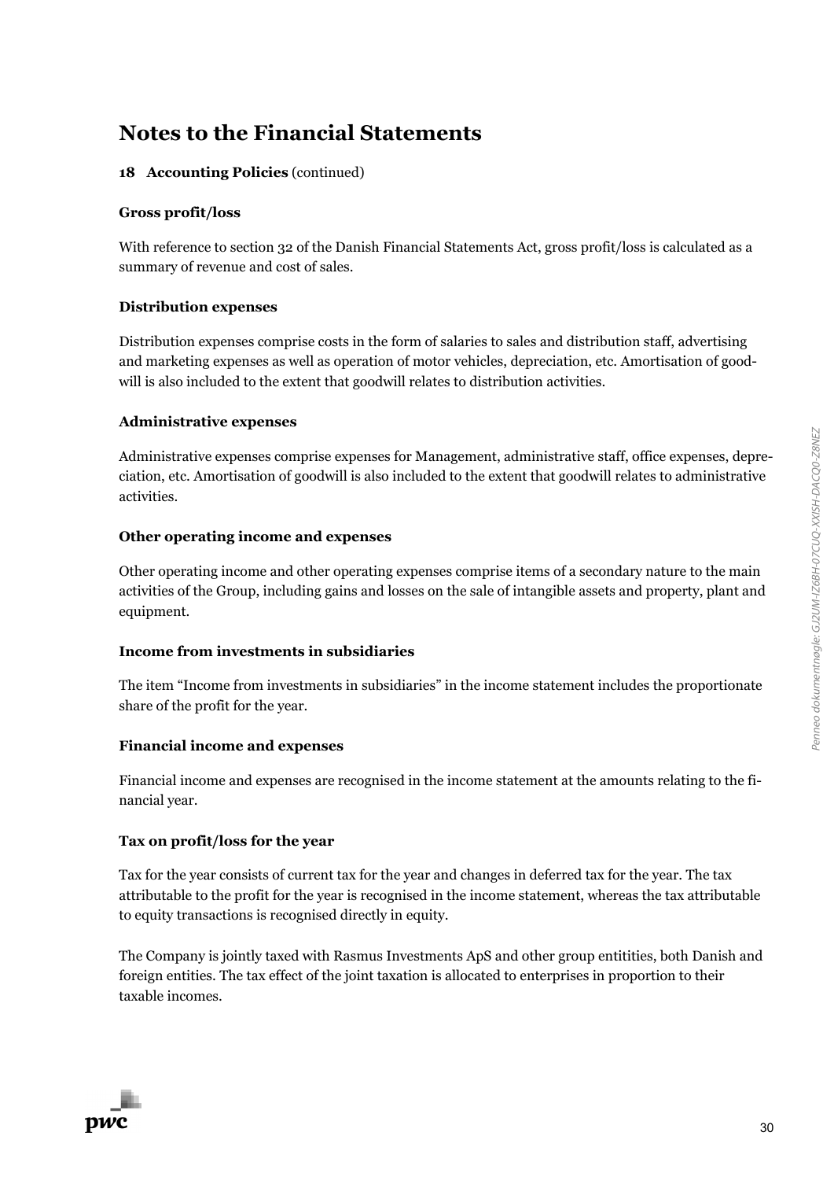# Notes to the Financial Statements

**18 Accounting Policies** (continued)

**Gross profit/loss**

With reference to section 32 of the Danish Financial Statements Act, gross profit/loss is calculated as a summary of revenue and cost of sales.

**Distribution expenses**

Distribution expenses comprise costs in the form of salaries to sales and distribution staff, advertising and marketing expenses as well as operation of motor vehicles, depreciation, etc. Amortisation of goodwill is also included to the extent that goodwill relates to distribution activities.

**Administrative expenses**

Administrative expenses comprise expenses for Management, administrative staff, office expenses, depreciation, etc. Amortisation of goodwill is also included to the extent that goodwill relates to administrative activities.

**Other operating income and expenses**

Other operating income and other operating expenses comprise items of a secondary nature to the main activities of the Group, including gains and losses on the sale of intangible assets and property, plant and equipment.

**Income from investments in subsidiaries**

The item "Income from investments in subsidiaries" in the income statement includes the proportionate share of the profit for the year.

**Financial income and expenses**

Financial income and expenses are recognised in the income statement at the amounts relating to the financial year.

**Tax on profit/loss for the year**

Tax for the year consists of current tax for the year and changes in deferred tax for the year. The tax attributable to the profit for the year is recognised in the income statement, whereas the tax attributable to equity transactions is recognised directly in equity.

The Company is jointly taxed with Rasmus Investments ApS and other group entitities, both Danish and foreign entities. The tax effect of the joint taxation is allocated to enterprises in proportion to their taxable incomes.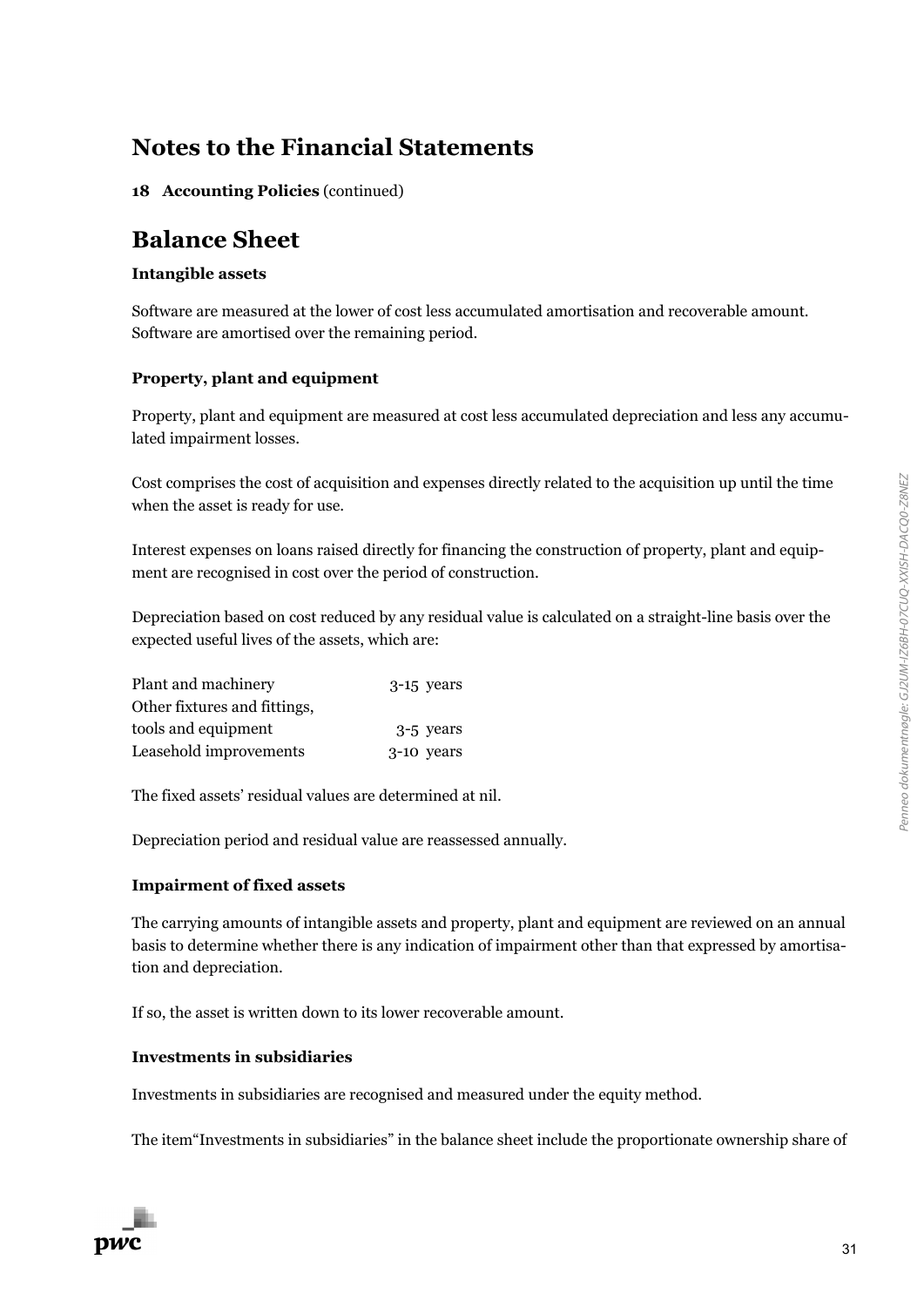# Notes to the Financial Statements

**18 Accounting Policies** (continued)

## Balance Sheet

### Intangible assets

Software are measured at the lower of cost less accumulated amortisation and recoverable amount. Software are amortised over the remaining period.

### Property, plant and equipment

Property, plant and equipment are measured at cost less accumulated depreciation and less any accumulated impairment losses.

Cost comprises the cost of acquisition and expenses directly related to the acquisition up until the time when the asset is ready for use.

Interest expenses on loans raised directly for financing the construction of property, plant and equipment are recognised in cost over the period of construction.

Depreciation based on cost reduced by any residual value is calculated on a straight-line basis over the expected useful lives of the assets, which are:

| | |
|---|---|
| Plant and machinery | 3-15 years |
| Other fixtures and fittings, tools and equipment | 3-5 years |
| Leasehold improvements | 3-10 years |

The fixed assets' residual values are determined at nil.

Depreciation period and residual value are reassessed annually.

### Impairment of fixed assets

The carrying amounts of intangible assets and property, plant and equipment are reviewed on an annual basis to determine whether there is any indication of impairment other than that expressed by amortisation and depreciation.

If so, the asset is written down to its lower recoverable amount.

### Investments in subsidiaries

Investments in subsidiaries are recognised and measured under the equity method.

The item"Investments in subsidiaries" in the balance sheet include the proportionate ownership share of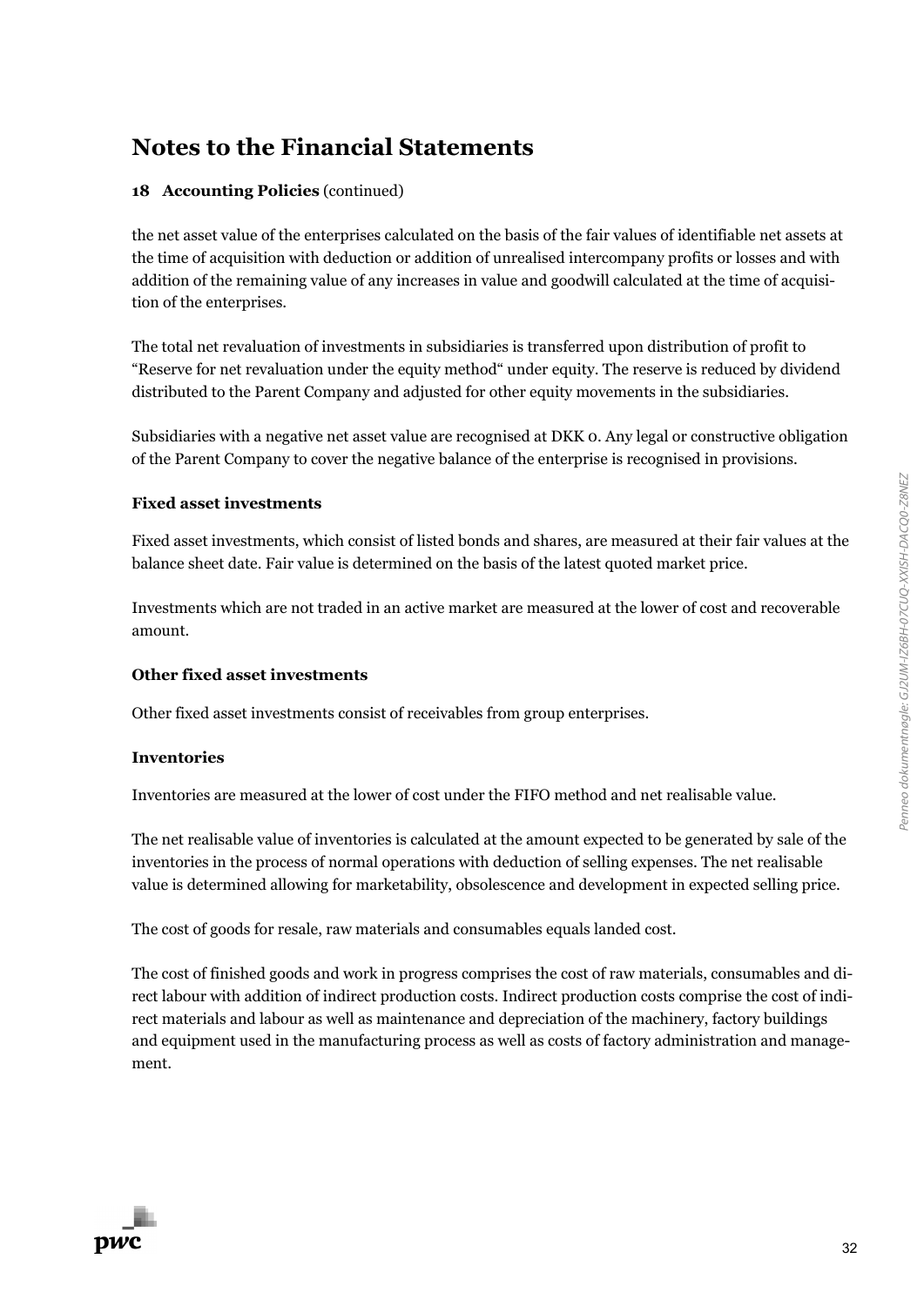# Notes to the Financial Statements

**18 Accounting Policies** (continued)

the net asset value of the enterprises calculated on the basis of the fair values of identifiable net assets at the time of acquisition with deduction or addition of unrealised intercompany profits or losses and with addition of the remaining value of any increases in value and goodwill calculated at the time of acquisition of the enterprises.

The total net revaluation of investments in subsidiaries is transferred upon distribution of profit to "Reserve for net revaluation under the equity method" under equity. The reserve is reduced by dividend distributed to the Parent Company and adjusted for other equity movements in the subsidiaries.

Subsidiaries with a negative net asset value are recognised at DKK 0. Any legal or constructive obligation of the Parent Company to cover the negative balance of the enterprise is recognised in provisions.

**Fixed asset investments**

Fixed asset investments, which consist of listed bonds and shares, are measured at their fair values at the balance sheet date. Fair value is determined on the basis of the latest quoted market price.

Investments which are not traded in an active market are measured at the lower of cost and recoverable amount.

**Other fixed asset investments**

Other fixed asset investments consist of receivables from group enterprises.

**Inventories**

Inventories are measured at the lower of cost under the FIFO method and net realisable value.

The net realisable value of inventories is calculated at the amount expected to be generated by sale of the inventories in the process of normal operations with deduction of selling expenses. The net realisable value is determined allowing for marketability, obsolescence and development in expected selling price.

The cost of goods for resale, raw materials and consumables equals landed cost.

The cost of finished goods and work in progress comprises the cost of raw materials, consumables and direct labour with addition of indirect production costs. Indirect production costs comprise the cost of indirect materials and labour as well as maintenance and depreciation of the machinery, factory buildings and equipment used in the manufacturing process as well as costs of factory administration and management.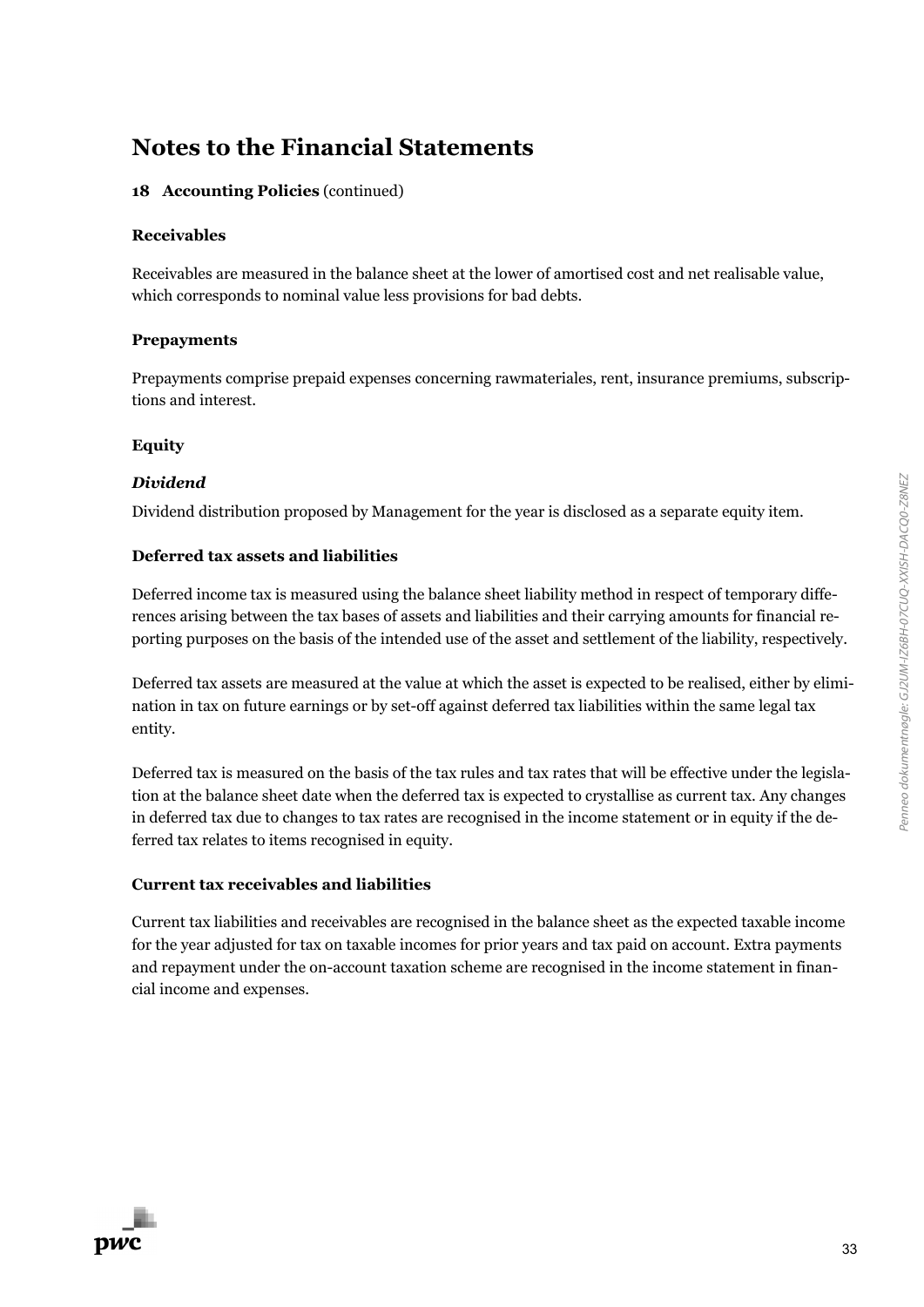# Notes to the Financial Statements

**18 Accounting Policies** (continued)

**Receivables**

Receivables are measured in the balance sheet at the lower of amortised cost and net realisable value, which corresponds to nominal value less provisions for bad debts.

**Prepayments**

Prepayments comprise prepaid expenses concerning rawmateriales, rent, insurance premiums, subscriptions and interest.

**Equity**

***Dividend***

Dividend distribution proposed by Management for the year is disclosed as a separate equity item.

**Deferred tax assets and liabilities**

Deferred income tax is measured using the balance sheet liability method in respect of temporary differences arising between the tax bases of assets and liabilities and their carrying amounts for financial reporting purposes on the basis of the intended use of the asset and settlement of the liability, respectively.

Deferred tax assets are measured at the value at which the asset is expected to be realised, either by elimination in tax on future earnings or by set-off against deferred tax liabilities within the same legal tax entity.

Deferred tax is measured on the basis of the tax rules and tax rates that will be effective under the legislation at the balance sheet date when the deferred tax is expected to crystallise as current tax. Any changes in deferred tax due to changes to tax rates are recognised in the income statement or in equity if the deferred tax relates to items recognised in equity.

**Current tax receivables and liabilities**

Current tax liabilities and receivables are recognised in the balance sheet as the expected taxable income for the year adjusted for tax on taxable incomes for prior years and tax paid on account. Extra payments and repayment under the on-account taxation scheme are recognised in the income statement in financial income and expenses.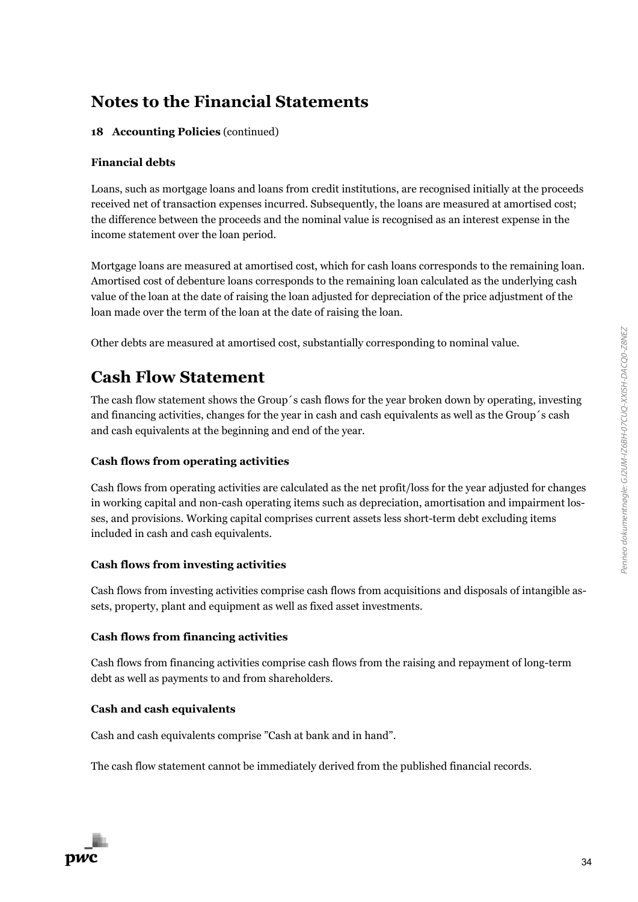# Notes to the Financial Statements

**18 Accounting Policies** (continued)

### Financial debts

Loans, such as mortgage loans and loans from credit institutions, are recognised initially at the proceeds received net of transaction expenses incurred. Subsequently, the loans are measured at amortised cost; the difference between the proceeds and the nominal value is recognised as an interest expense in the income statement over the loan period.

Mortgage loans are measured at amortised cost, which for cash loans corresponds to the remaining loan. Amortised cost of debenture loans corresponds to the remaining loan calculated as the underlying cash value of the loan at the date of raising the loan adjusted for depreciation of the price adjustment of the loan made over the term of the loan at the date of raising the loan.

Other debts are measured at amortised cost, substantially corresponding to nominal value.

# Cash Flow Statement

The cash flow statement shows the Group´s cash flows for the year broken down by operating, investing and financing activities, changes for the year in cash and cash equivalents as well as the Group´s cash and cash equivalents at the beginning and end of the year.

### Cash flows from operating activities

Cash flows from operating activities are calculated as the net profit/loss for the year adjusted for changes in working capital and non-cash operating items such as depreciation, amortisation and impairment losses, and provisions. Working capital comprises current assets less short-term debt excluding items included in cash and cash equivalents.

### Cash flows from investing activities

Cash flows from investing activities comprise cash flows from acquisitions and disposals of intangible assets, property, plant and equipment as well as fixed asset investments.

### Cash flows from financing activities

Cash flows from financing activities comprise cash flows from the raising and repayment of long-term debt as well as payments to and from shareholders.

### Cash and cash equivalents

Cash and cash equivalents comprise "Cash at bank and in hand".

The cash flow statement cannot be immediately derived from the published financial records.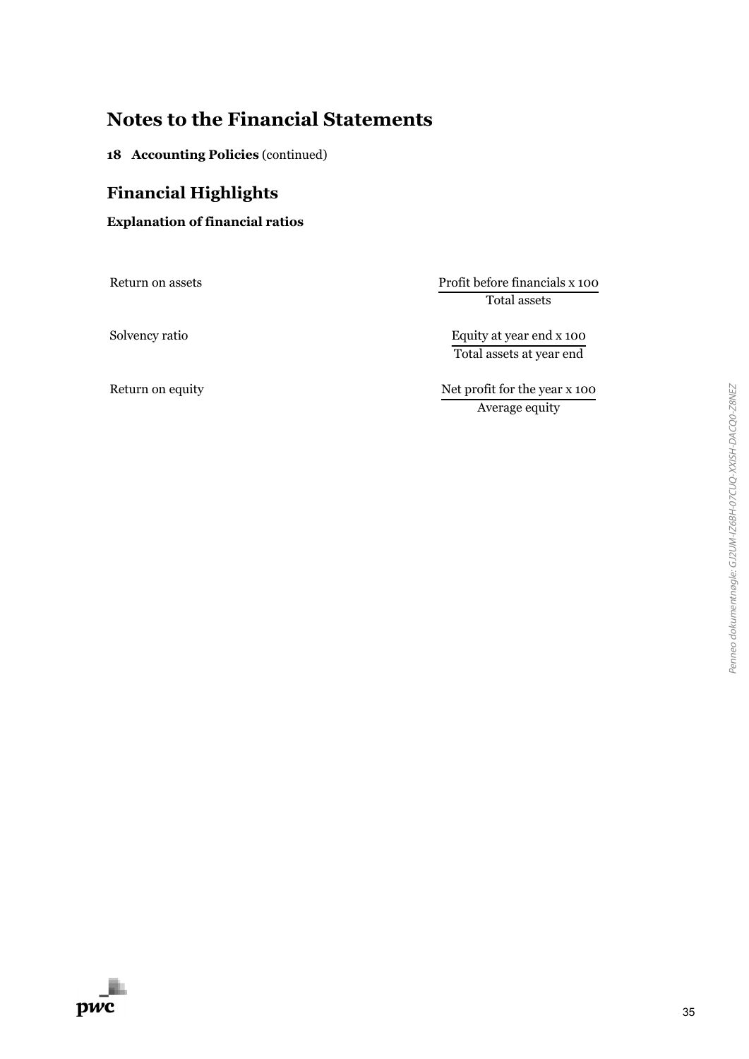# Notes to the Financial Statements

**18 Accounting Policies** (continued)

## Financial Highlights

**Explanation of financial ratios**

| | |
|---|---|
| Return on assets | $\frac{\text{Profit before financials x 100}}{\text{Total assets}}$ |
| Solvency ratio | $\frac{\text{Equity at year end x 100}}{\text{Total assets at year end}}$ |
| Return on equity | $\frac{\text{Net profit for the year x 100}}{\text{Average equity}}$ |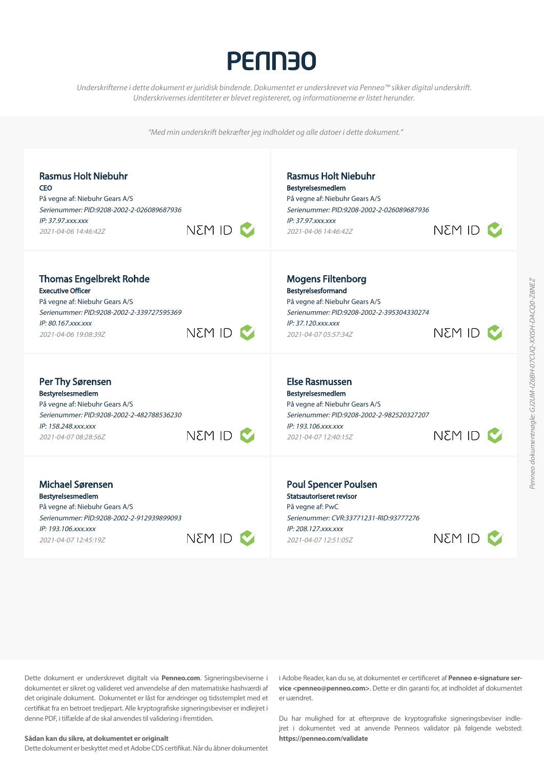# PENN30

*Underskrifterne i dette dokument er juridisk bindende. Dokumentet er underskrevet via Penneo™ sikker digital underskrift. Underskrivernes identiteter er blevet registereret, og informationerne er listet herunder.*

*"Med min underskrift bekræfter jeg indholdet og alle datoer i dette dokument."*

**Rasmus Holt Niebuhr**
**CEO**
På vegne af: Niebuhr Gears A/S
*Serienummer: PID:9208-2002-2-026089687936*
*IP: 37.97.xxx.xxx*
*2021-04-06 14:46:42Z*
NEM ID

**Rasmus Holt Niebuhr**
**Bestyrelsesmedlem**
På vegne af: Niebuhr Gears A/S
*Serienummer: PID:9208-2002-2-026089687936*
*IP: 37.97.xxx.xxx*
*2021-04-06 14:46:42Z*
NEM ID

**Thomas Engelbrekt Rohde**
**Executive Officer**
På vegne af: Niebuhr Gears A/S
*Serienummer: PID:9208-2002-2-339727595369*
*IP: 80.167.xxx.xxx*
*2021-04-06 19:08:39Z*
NEM ID

**Mogens Filtenborg**
**Bestyrelsesformand**
På vegne af: Niebuhr Gears A/S
*Serienummer: PID:9208-2002-2-395304330274*
*IP: 37.120.xxx.xxx*
*2021-04-07 05:57:34Z*
NEM ID

**Per Thy Sørensen**
**Bestyrelsesmedlem**
På vegne af: Niebuhr Gears A/S
*Serienummer: PID:9208-2002-2-482788536230*
*IP: 158.248.xxx.xxx*
*2021-04-07 08:28:56Z*
NEM ID

**Else Rasmussen**
**Bestyrelsesmedlem**
På vegne af: Niebuhr Gears A/S
*Serienummer: PID:9208-2002-2-982520327207*
*IP: 193.106.xxx.xxx*
*2021-04-07 12:40:15Z*
NEM ID

**Michael Sørensen**
**Bestyrelsesmedlem**
På vegne af: Niebuhr Gears A/S
*Serienummer: PID:9208-2002-2-912939899093*
*IP: 193.106.xxx.xxx*
*2021-04-07 12:45:19Z*
NEM ID

**Poul Spencer Poulsen**
**Statsautoriseret revisor**
På vegne af: PwC
*Serienummer: CVR:33771231-RID:93777276*
*IP: 208.127.xxx.xxx*
*2021-04-07 12:51:05Z*
NEM ID

*Penneo dokumentnøgle: GJ2UM-IZ6BH-07CUQ-XXISH-DACQ0-Z8NEZ*

Dette dokument er underskrevet digitalt via **Penneo.com**. Signeringsbeviserne i dokumentet er sikret og valideret ved anvendelse af den matematiske hashværdi af det originale dokument. Dokumentet er låst for ændringer og tidsstemplet med et certifikat fra en betroet tredjepart. Alle kryptografiske signeringsbeviser er indlejret i denne PDF, i tilfælde af de skal anvendes til validering i fremtiden.

**Sådan kan du sikre, at dokumentet er originalt**
Dette dokument er beskyttet med et Adobe CDS certifikat. Når du åbner dokumentet i Adobe Reader, kan du se, at dokumentet er certificeret af **Penneo e-signature service <penneo@penneo.com>**. Dette er din garanti for, at indholdet af dokumentet er uændret.

Du har mulighed for at efterprøve de kryptografiske signeringsbeviser indlejret i dokumentet ved at anvende Penneos validator på følgende websted: **https://penneo.com/validate**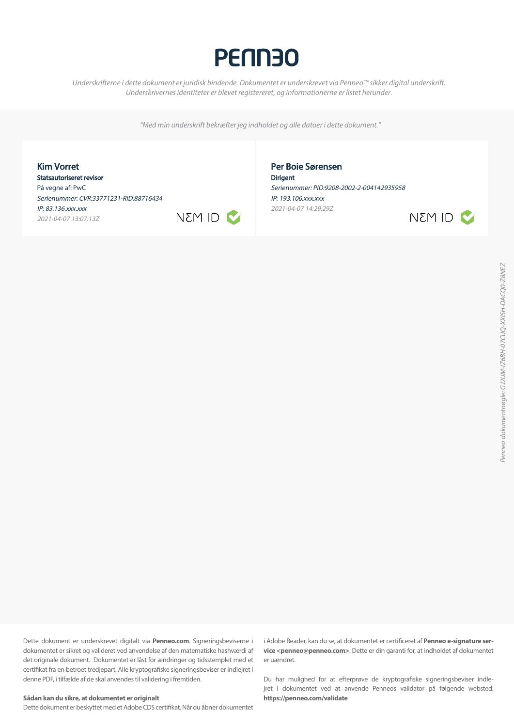# PENN3O

*Underskrifterne i dette dokument er juridisk bindende. Dokumentet er underskrevet via Penneo™ sikker digital underskrift. Underskrivernes identiteter er blevet registereret, og informationerne er listet herunder.*

*"Med min underskrift bekræfter jeg indholdet og alle datoer i dette dokument."*

**Kim Vorret**
**Statsautoriseret revisor**
På vegne af: PwC
*Serienummer: CVR:33771231-RID:88716434*
*IP: 83.136.xxx.xxx*
*2021-04-07 13:07:13Z*

NEM ID

**Per Boie Sørensen**
**Dirigent**
*Serienummer: PID:9208-2002-2-004142935958*
*IP: 193.106.xxx.xxx*
*2021-04-07 14:29:29Z*

NEM ID

*Penneo dokumentnøgle: GJ2UM-IZ6BH-07CUQ-XXISH-DACQ0-Z8NEZ*

Dette dokument er underskrevet digitalt via **Penneo.com**. Signeringsbeviserne i dokumentet er sikret og valideret ved anvendelse af den matematiske hashværdi af det originale dokument. Dokumentet er låst for ændringer og tidsstemplet med et certifikat fra en betroet tredjepart. Alle kryptografiske signeringsbeviser er indlejret i denne PDF, i tilfælde af de skal anvendes til validering i fremtiden.

**Sådan kan du sikre, at dokumentet er originalt**

Dette dokument er beskyttet med et Adobe CDS certifikat. Når du åbner dokumentet i Adobe Reader, kan du se, at dokumentet er certificeret af **Penneo e-signature service <penneo@penneo.com>**. Dette er din garanti for, at indholdet af dokumentet er uændret.

Du har mulighed for at efterprøve de kryptografiske signeringsbeviser indlejret i dokumentet ved at anvende Penneos validator på følgende websted: **https://penneo.com/validate**